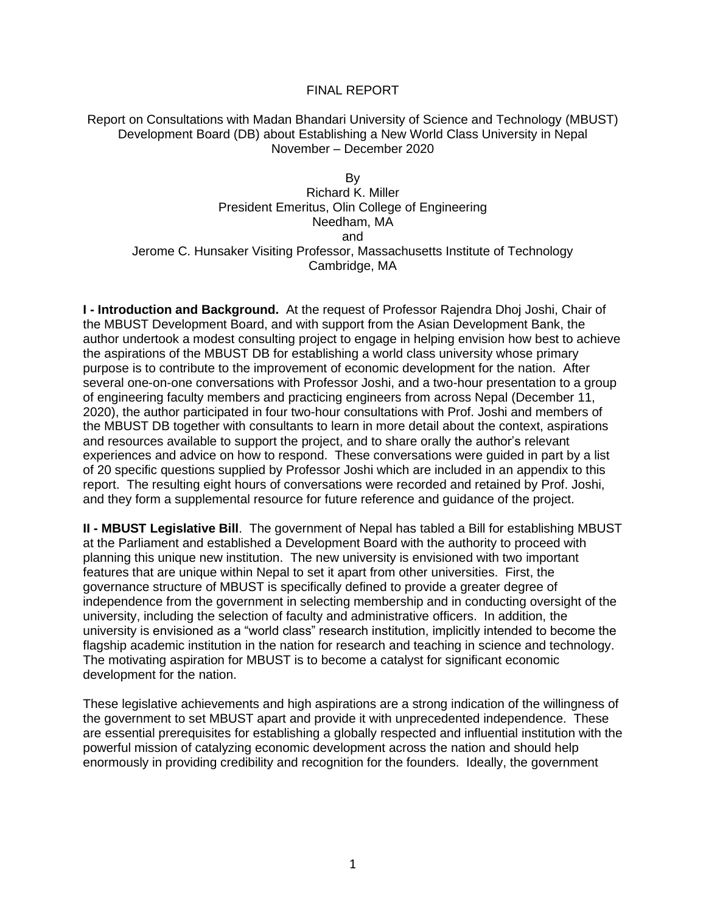# FINAL REPORT

Report on Consultations with Madan Bhandari University of Science and Technology (MBUST) Development Board (DB) about Establishing a New World Class University in Nepal
November – December 2020

By
Richard K. Miller
President Emeritus, Olin College of Engineering
Needham, MA
and
Jerome C. Hunsaker Visiting Professor, Massachusetts Institute of Technology
Cambridge, MA

**I - Introduction and Background.** At the request of Professor Rajendra Dhoj Joshi, Chair of the MBUST Development Board, and with support from the Asian Development Bank, the author undertook a modest consulting project to engage in helping envision how best to achieve the aspirations of the MBUST DB for establishing a world class university whose primary purpose is to contribute to the improvement of economic development for the nation. After several one-on-one conversations with Professor Joshi, and a two-hour presentation to a group of engineering faculty members and practicing engineers from across Nepal (December 11, 2020), the author participated in four two-hour consultations with Prof. Joshi and members of the MBUST DB together with consultants to learn in more detail about the context, aspirations and resources available to support the project, and to share orally the author's relevant experiences and advice on how to respond. These conversations were guided in part by a list of 20 specific questions supplied by Professor Joshi which are included in an appendix to this report. The resulting eight hours of conversations were recorded and retained by Prof. Joshi, and they form a supplemental resource for future reference and guidance of the project.

**II - MBUST Legislative Bill**. The government of Nepal has tabled a Bill for establishing MBUST at the Parliament and established a Development Board with the authority to proceed with planning this unique new institution. The new university is envisioned with two important features that are unique within Nepal to set it apart from other universities. First, the governance structure of MBUST is specifically defined to provide a greater degree of independence from the government in selecting membership and in conducting oversight of the university, including the selection of faculty and administrative officers. In addition, the university is envisioned as a "world class" research institution, implicitly intended to become the flagship academic institution in the nation for research and teaching in science and technology. The motivating aspiration for MBUST is to become a catalyst for significant economic development for the nation.

These legislative achievements and high aspirations are a strong indication of the willingness of the government to set MBUST apart and provide it with unprecedented independence. These are essential prerequisites for establishing a globally respected and influential institution with the powerful mission of catalyzing economic development across the nation and should help enormously in providing credibility and recognition for the founders. Ideally, the government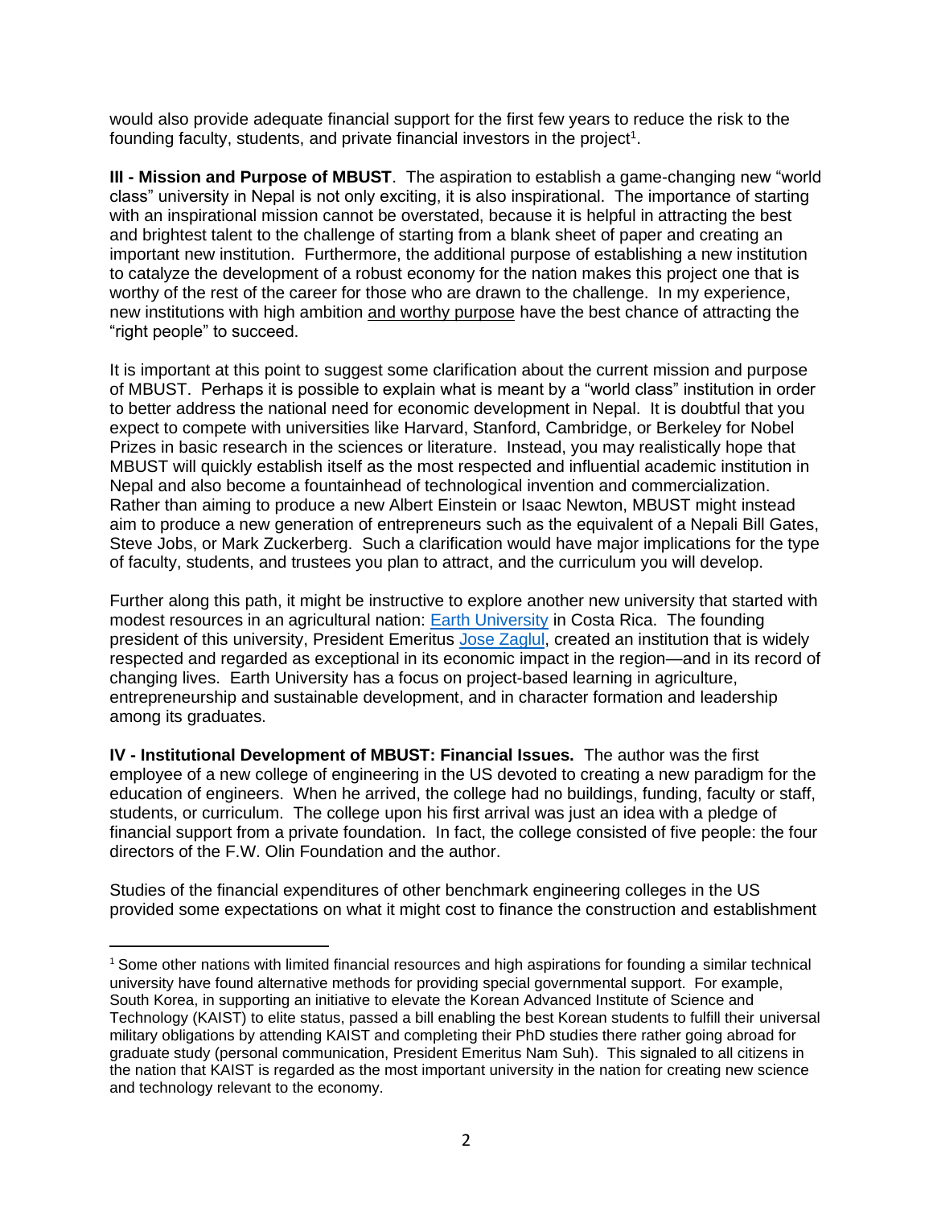would also provide adequate financial support for the first few years to reduce the risk to the founding faculty, students, and private financial investors in the project[1].

**III - Mission and Purpose of MBUST**. The aspiration to establish a game-changing new "world class" university in Nepal is not only exciting, it is also inspirational. The importance of starting with an inspirational mission cannot be overstated, because it is helpful in attracting the best and brightest talent to the challenge of starting from a blank sheet of paper and creating an important new institution. Furthermore, the additional purpose of establishing a new institution to catalyze the development of a robust economy for the nation makes this project one that is worthy of the rest of the career for those who are drawn to the challenge. In my experience, new institutions with high ambition and worthy purpose have the best chance of attracting the "right people" to succeed.

It is important at this point to suggest some clarification about the current mission and purpose of MBUST. Perhaps it is possible to explain what is meant by a "world class" institution in order to better address the national need for economic development in Nepal. It is doubtful that you expect to compete with universities like Harvard, Stanford, Cambridge, or Berkeley for Nobel Prizes in basic research in the sciences or literature. Instead, you may realistically hope that MBUST will quickly establish itself as the most respected and influential academic institution in Nepal and also become a fountainhead of technological invention and commercialization. Rather than aiming to produce a new Albert Einstein or Isaac Newton, MBUST might instead aim to produce a new generation of entrepreneurs such as the equivalent of a Nepali Bill Gates, Steve Jobs, or Mark Zuckerberg. Such a clarification would have major implications for the type of faculty, students, and trustees you plan to attract, and the curriculum you will develop.

Further along this path, it might be instructive to explore another new university that started with modest resources in an agricultural nation: Earth University in Costa Rica. The founding president of this university, President Emeritus Jose Zaglul, created an institution that is widely respected and regarded as exceptional in its economic impact in the region—and in its record of changing lives. Earth University has a focus on project-based learning in agriculture, entrepreneurship and sustainable development, and in character formation and leadership among its graduates.

**IV - Institutional Development of MBUST: Financial Issues.** The author was the first employee of a new college of engineering in the US devoted to creating a new paradigm for the education of engineers. When he arrived, the college had no buildings, funding, faculty or staff, students, or curriculum. The college upon his first arrival was just an idea with a pledge of financial support from a private foundation. In fact, the college consisted of five people: the four directors of the F.W. Olin Foundation and the author.

Studies of the financial expenditures of other benchmark engineering colleges in the US provided some expectations on what it might cost to finance the construction and establishment

---

[1] Some other nations with limited financial resources and high aspirations for founding a similar technical university have found alternative methods for providing special governmental support. For example, South Korea, in supporting an initiative to elevate the Korean Advanced Institute of Science and Technology (KAIST) to elite status, passed a bill enabling the best Korean students to fulfill their universal military obligations by attending KAIST and completing their PhD studies there rather going abroad for graduate study (personal communication, President Emeritus Nam Suh). This signaled to all citizens in the nation that KAIST is regarded as the most important university in the nation for creating new science and technology relevant to the economy.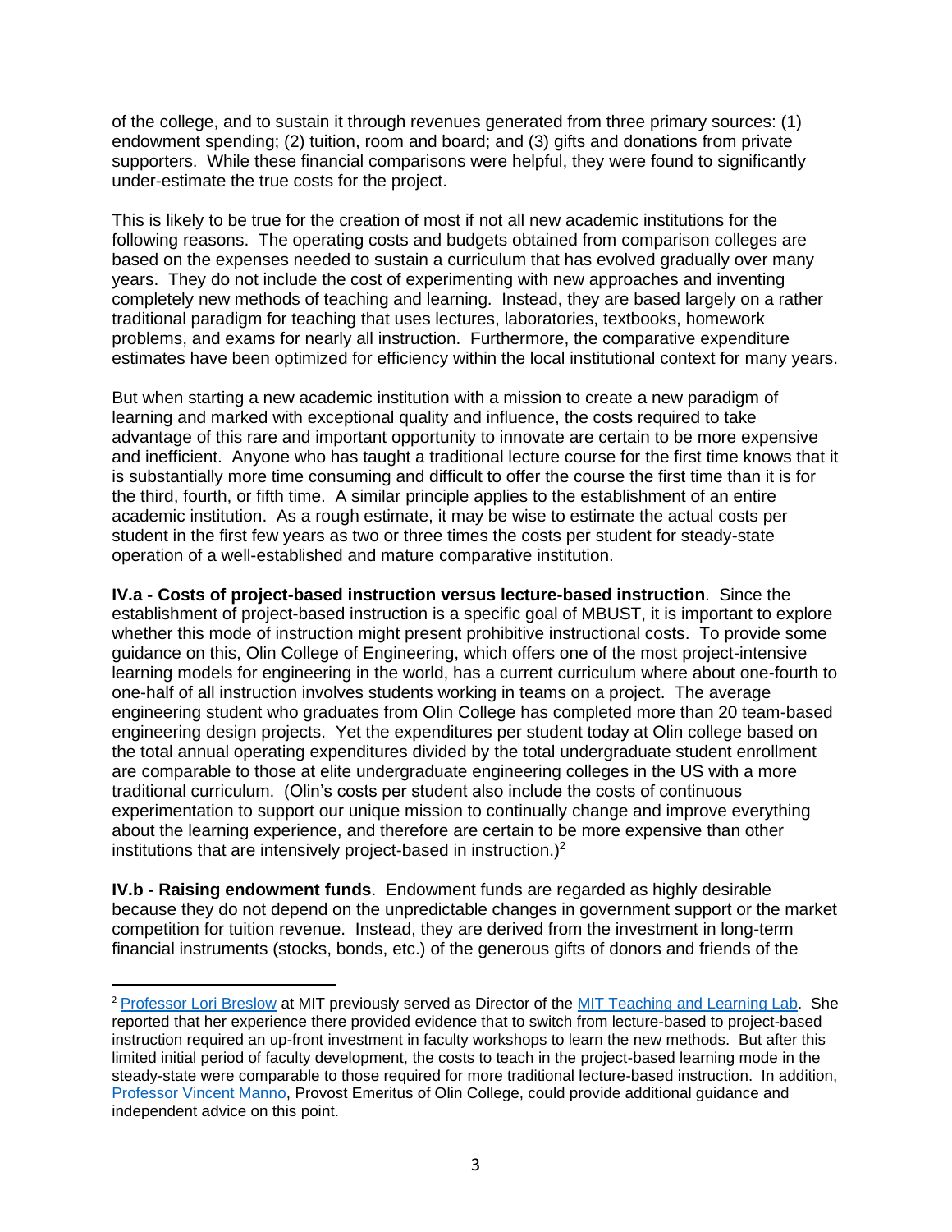of the college, and to sustain it through revenues generated from three primary sources: (1) endowment spending; (2) tuition, room and board; and (3) gifts and donations from private supporters. While these financial comparisons were helpful, they were found to significantly under-estimate the true costs for the project.

This is likely to be true for the creation of most if not all new academic institutions for the following reasons. The operating costs and budgets obtained from comparison colleges are based on the expenses needed to sustain a curriculum that has evolved gradually over many years. They do not include the cost of experimenting with new approaches and inventing completely new methods of teaching and learning. Instead, they are based largely on a rather traditional paradigm for teaching that uses lectures, laboratories, textbooks, homework problems, and exams for nearly all instruction. Furthermore, the comparative expenditure estimates have been optimized for efficiency within the local institutional context for many years.

But when starting a new academic institution with a mission to create a new paradigm of learning and marked with exceptional quality and influence, the costs required to take advantage of this rare and important opportunity to innovate are certain to be more expensive and inefficient. Anyone who has taught a traditional lecture course for the first time knows that it is substantially more time consuming and difficult to offer the course the first time than it is for the third, fourth, or fifth time. A similar principle applies to the establishment of an entire academic institution. As a rough estimate, it may be wise to estimate the actual costs per student in the first few years as two or three times the costs per student for steady-state operation of a well-established and mature comparative institution.

**IV.a - Costs of project-based instruction versus lecture-based instruction**. Since the establishment of project-based instruction is a specific goal of MBUST, it is important to explore whether this mode of instruction might present prohibitive instructional costs. To provide some guidance on this, Olin College of Engineering, which offers one of the most project-intensive learning models for engineering in the world, has a current curriculum where about one-fourth to one-half of all instruction involves students working in teams on a project. The average engineering student who graduates from Olin College has completed more than 20 team-based engineering design projects. Yet the expenditures per student today at Olin college based on the total annual operating expenditures divided by the total undergraduate student enrollment are comparable to those at elite undergraduate engineering colleges in the US with a more traditional curriculum. (Olin's costs per student also include the costs of continuous experimentation to support our unique mission to continually change and improve everything about the learning experience, and therefore are certain to be more expensive than other institutions that are intensively project-based in instruction.)[2]

**IV.b - Raising endowment funds**. Endowment funds are regarded as highly desirable because they do not depend on the unpredictable changes in government support or the market competition for tuition revenue. Instead, they are derived from the investment in long-term financial instruments (stocks, bonds, etc.) of the generous gifts of donors and friends of the

---

[2] Professor Lori Breslow at MIT previously served as Director of the MIT Teaching and Learning Lab. She reported that her experience there provided evidence that to switch from lecture-based to project-based instruction required an up-front investment in faculty workshops to learn the new methods. But after this limited initial period of faculty development, the costs to teach in the project-based learning mode in the steady-state were comparable to those required for more traditional lecture-based instruction. In addition, Professor Vincent Manno, Provost Emeritus of Olin College, could provide additional guidance and independent advice on this point.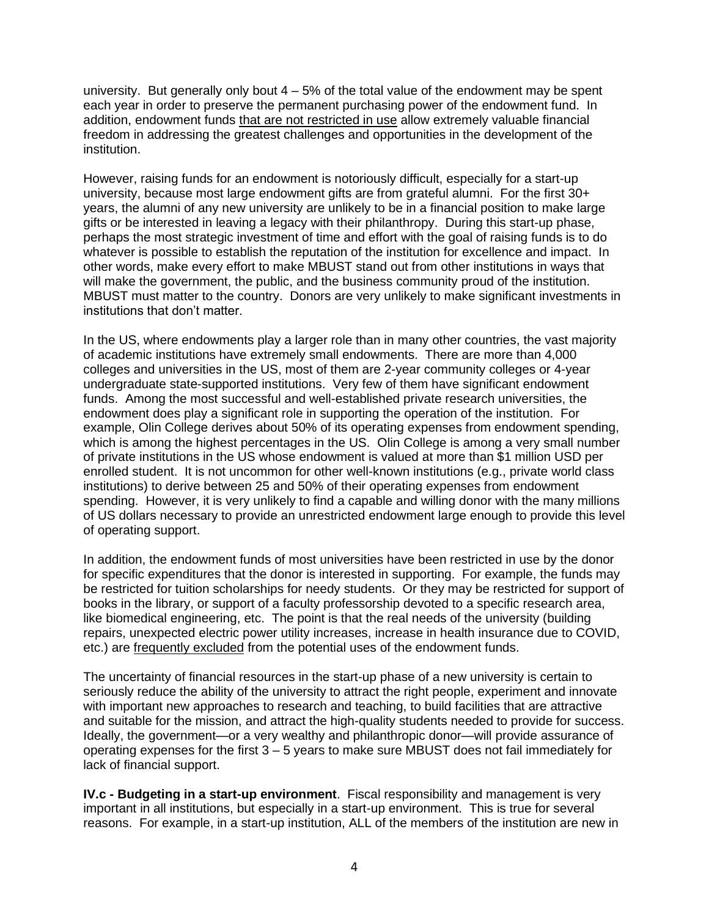university. But generally only bout 4 – 5% of the total value of the endowment may be spent each year in order to preserve the permanent purchasing power of the endowment fund. In addition, endowment funds <u>that are not restricted in use</u> allow extremely valuable financial freedom in addressing the greatest challenges and opportunities in the development of the institution.

However, raising funds for an endowment is notoriously difficult, especially for a start-up university, because most large endowment gifts are from grateful alumni. For the first 30+ years, the alumni of any new university are unlikely to be in a financial position to make large gifts or be interested in leaving a legacy with their philanthropy. During this start-up phase, perhaps the most strategic investment of time and effort with the goal of raising funds is to do whatever is possible to establish the reputation of the institution for excellence and impact. In other words, make every effort to make MBUST stand out from other institutions in ways that will make the government, the public, and the business community proud of the institution. MBUST must matter to the country. Donors are very unlikely to make significant investments in institutions that don't matter.

In the US, where endowments play a larger role than in many other countries, the vast majority of academic institutions have extremely small endowments. There are more than 4,000 colleges and universities in the US, most of them are 2-year community colleges or 4-year undergraduate state-supported institutions. Very few of them have significant endowment funds. Among the most successful and well-established private research universities, the endowment does play a significant role in supporting the operation of the institution. For example, Olin College derives about 50% of its operating expenses from endowment spending, which is among the highest percentages in the US. Olin College is among a very small number of private institutions in the US whose endowment is valued at more than $1 million USD per enrolled student. It is not uncommon for other well-known institutions (e.g., private world class institutions) to derive between 25 and 50% of their operating expenses from endowment spending. However, it is very unlikely to find a capable and willing donor with the many millions of US dollars necessary to provide an unrestricted endowment large enough to provide this level of operating support.

In addition, the endowment funds of most universities have been restricted in use by the donor for specific expenditures that the donor is interested in supporting. For example, the funds may be restricted for tuition scholarships for needy students. Or they may be restricted for support of books in the library, or support of a faculty professorship devoted to a specific research area, like biomedical engineering, etc. The point is that the real needs of the university (building repairs, unexpected electric power utility increases, increase in health insurance due to COVID, etc.) are <u>frequently excluded</u> from the potential uses of the endowment funds.

The uncertainty of financial resources in the start-up phase of a new university is certain to seriously reduce the ability of the university to attract the right people, experiment and innovate with important new approaches to research and teaching, to build facilities that are attractive and suitable for the mission, and attract the high-quality students needed to provide for success. Ideally, the government—or a very wealthy and philanthropic donor—will provide assurance of operating expenses for the first 3 – 5 years to make sure MBUST does not fail immediately for lack of financial support.

**IV.c - Budgeting in a start-up environment**. Fiscal responsibility and management is very important in all institutions, but especially in a start-up environment. This is true for several reasons. For example, in a start-up institution, ALL of the members of the institution are new in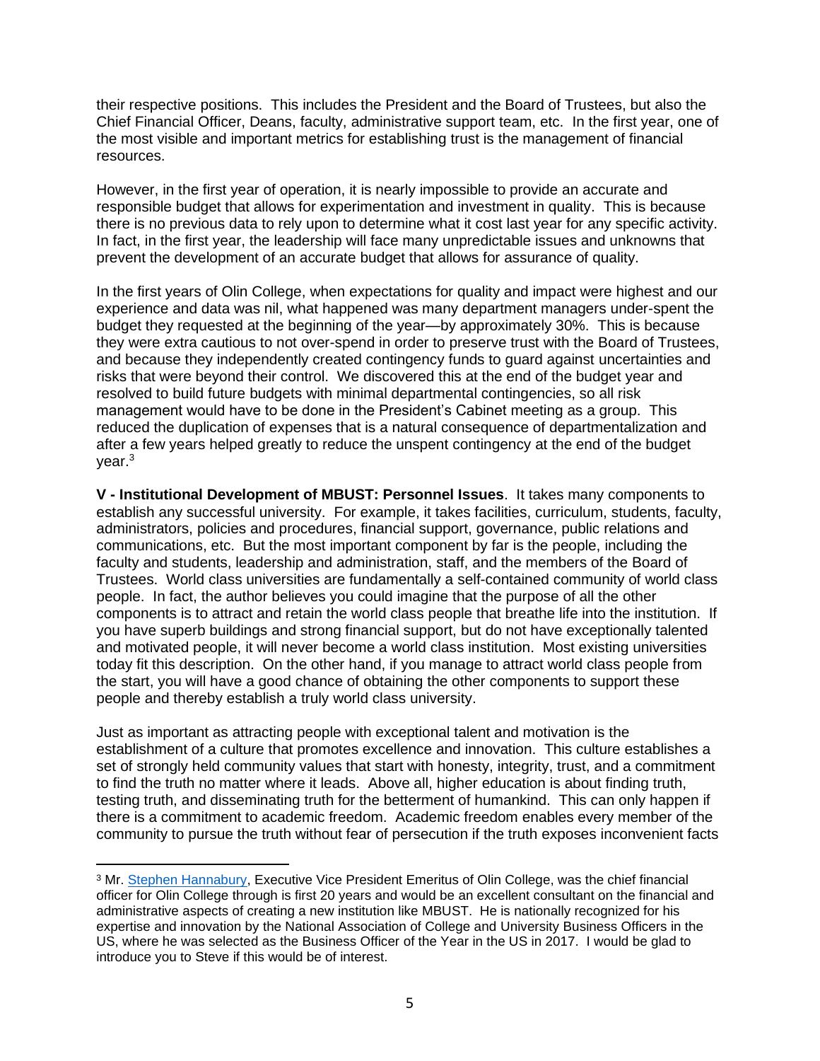their respective positions. This includes the President and the Board of Trustees, but also the Chief Financial Officer, Deans, faculty, administrative support team, etc. In the first year, one of the most visible and important metrics for establishing trust is the management of financial resources.

However, in the first year of operation, it is nearly impossible to provide an accurate and responsible budget that allows for experimentation and investment in quality. This is because there is no previous data to rely upon to determine what it cost last year for any specific activity. In fact, in the first year, the leadership will face many unpredictable issues and unknowns that prevent the development of an accurate budget that allows for assurance of quality.

In the first years of Olin College, when expectations for quality and impact were highest and our experience and data was nil, what happened was many department managers under-spent the budget they requested at the beginning of the year—by approximately 30%. This is because they were extra cautious to not over-spend in order to preserve trust with the Board of Trustees, and because they independently created contingency funds to guard against uncertainties and risks that were beyond their control. We discovered this at the end of the budget year and resolved to build future budgets with minimal departmental contingencies, so all risk management would have to be done in the President's Cabinet meeting as a group. This reduced the duplication of expenses that is a natural consequence of departmentalization and after a few years helped greatly to reduce the unspent contingency at the end of the budget year.[3]

**V - Institutional Development of MBUST: Personnel Issues**. It takes many components to establish any successful university. For example, it takes facilities, curriculum, students, faculty, administrators, policies and procedures, financial support, governance, public relations and communications, etc. But the most important component by far is the people, including the faculty and students, leadership and administration, staff, and the members of the Board of Trustees. World class universities are fundamentally a self-contained community of world class people. In fact, the author believes you could imagine that the purpose of all the other components is to attract and retain the world class people that breathe life into the institution. If you have superb buildings and strong financial support, but do not have exceptionally talented and motivated people, it will never become a world class institution. Most existing universities today fit this description. On the other hand, if you manage to attract world class people from the start, you will have a good chance of obtaining the other components to support these people and thereby establish a truly world class university.

Just as important as attracting people with exceptional talent and motivation is the establishment of a culture that promotes excellence and innovation. This culture establishes a set of strongly held community values that start with honesty, integrity, trust, and a commitment to find the truth no matter where it leads. Above all, higher education is about finding truth, testing truth, and disseminating truth for the betterment of humankind. This can only happen if there is a commitment to academic freedom. Academic freedom enables every member of the community to pursue the truth without fear of persecution if the truth exposes inconvenient facts

---

[3] Mr. Stephen Hannabury, Executive Vice President Emeritus of Olin College, was the chief financial officer for Olin College through is first 20 years and would be an excellent consultant on the financial and administrative aspects of creating a new institution like MBUST. He is nationally recognized for his expertise and innovation by the National Association of College and University Business Officers in the US, where he was selected as the Business Officer of the Year in the US in 2017. I would be glad to introduce you to Steve if this would be of interest.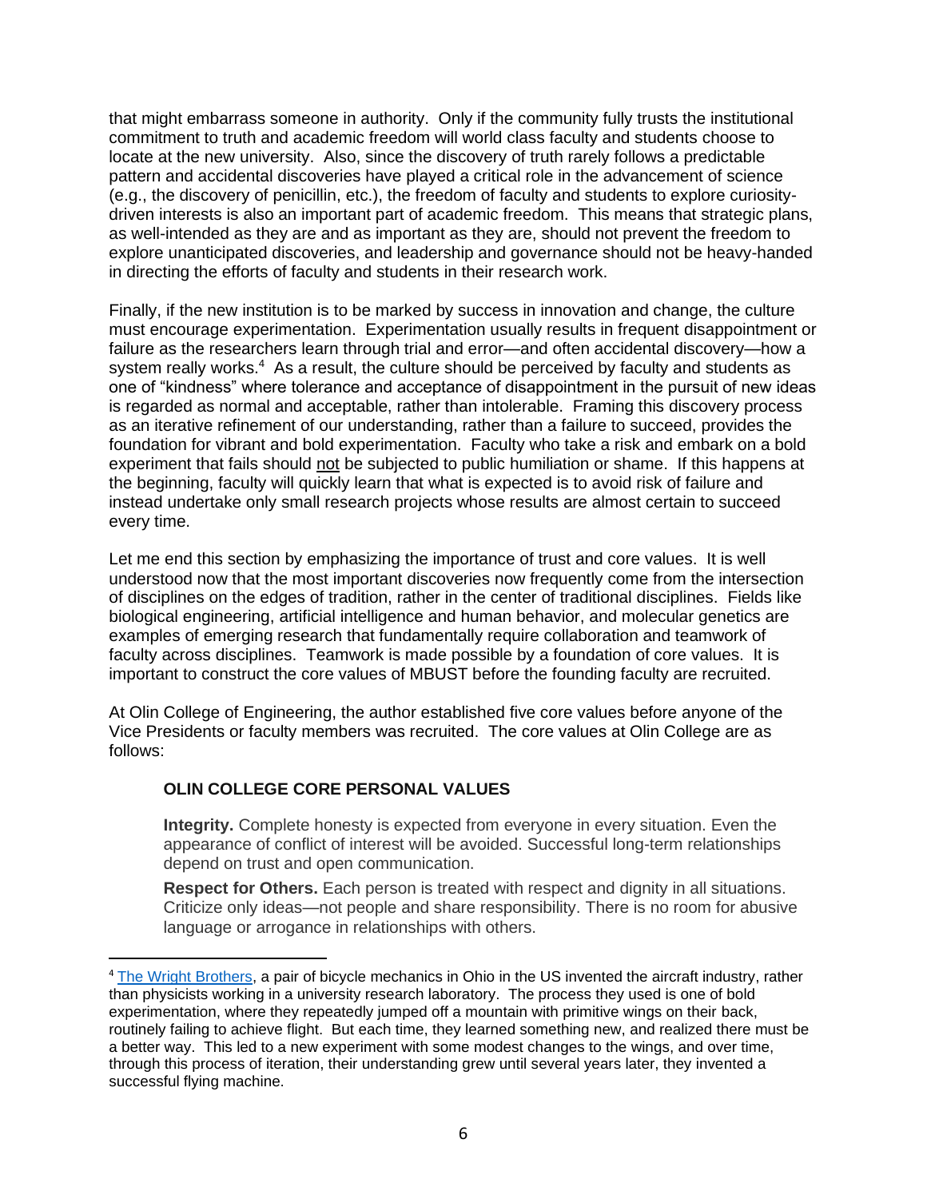that might embarrass someone in authority. Only if the community fully trusts the institutional commitment to truth and academic freedom will world class faculty and students choose to locate at the new university. Also, since the discovery of truth rarely follows a predictable pattern and accidental discoveries have played a critical role in the advancement of science (e.g., the discovery of penicillin, etc.), the freedom of faculty and students to explore curiosity-driven interests is also an important part of academic freedom. This means that strategic plans, as well-intended as they are and as important as they are, should not prevent the freedom to explore unanticipated discoveries, and leadership and governance should not be heavy-handed in directing the efforts of faculty and students in their research work.

Finally, if the new institution is to be marked by success in innovation and change, the culture must encourage experimentation. Experimentation usually results in frequent disappointment or failure as the researchers learn through trial and error—and often accidental discovery—how a system really works.[4] As a result, the culture should be perceived by faculty and students as one of "kindness" where tolerance and acceptance of disappointment in the pursuit of new ideas is regarded as normal and acceptable, rather than intolerable. Framing this discovery process as an iterative refinement of our understanding, rather than a failure to succeed, provides the foundation for vibrant and bold experimentation. Faculty who take a risk and embark on a bold experiment that fails should <u>not</u> be subjected to public humiliation or shame. If this happens at the beginning, faculty will quickly learn that what is expected is to avoid risk of failure and instead undertake only small research projects whose results are almost certain to succeed every time.

Let me end this section by emphasizing the importance of trust and core values. It is well understood now that the most important discoveries now frequently come from the intersection of disciplines on the edges of tradition, rather in the center of traditional disciplines. Fields like biological engineering, artificial intelligence and human behavior, and molecular genetics are examples of emerging research that fundamentally require collaboration and teamwork of faculty across disciplines. Teamwork is made possible by a foundation of core values. It is important to construct the core values of MBUST before the founding faculty are recruited.

At Olin College of Engineering, the author established five core values before anyone of the Vice Presidents or faculty members was recruited. The core values at Olin College are as follows:

**OLIN COLLEGE CORE PERSONAL VALUES**

**Integrity.** Complete honesty is expected from everyone in every situation. Even the appearance of conflict of interest will be avoided. Successful long-term relationships depend on trust and open communication.

**Respect for Others.** Each person is treated with respect and dignity in all situations. Criticize only ideas—not people and share responsibility. There is no room for abusive language or arrogance in relationships with others.

---

[4] The Wright Brothers, a pair of bicycle mechanics in Ohio in the US invented the aircraft industry, rather than physicists working in a university research laboratory. The process they used is one of bold experimentation, where they repeatedly jumped off a mountain with primitive wings on their back, routinely failing to achieve flight. But each time, they learned something new, and realized there must be a better way. This led to a new experiment with some modest changes to the wings, and over time, through this process of iteration, their understanding grew until several years later, they invented a successful flying machine.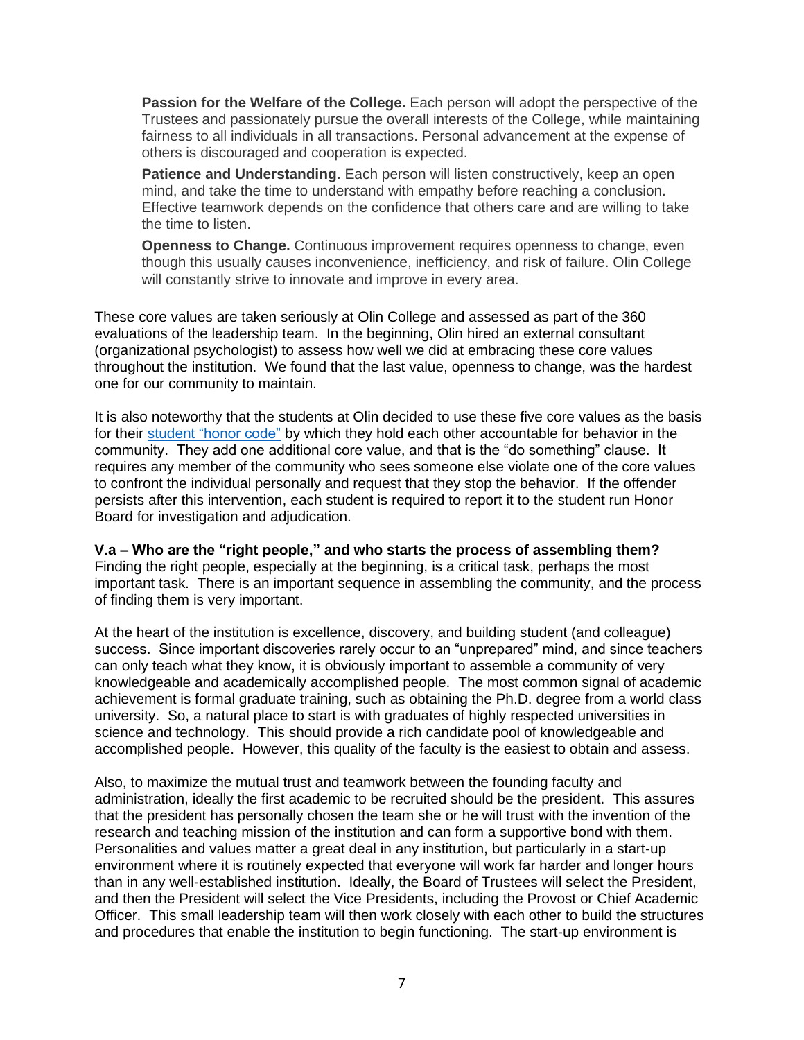**Passion for the Welfare of the College.** Each person will adopt the perspective of the Trustees and passionately pursue the overall interests of the College, while maintaining fairness to all individuals in all transactions. Personal advancement at the expense of others is discouraged and cooperation is expected.

**Patience and Understanding**. Each person will listen constructively, keep an open mind, and take the time to understand with empathy before reaching a conclusion. Effective teamwork depends on the confidence that others care and are willing to take the time to listen.

**Openness to Change.** Continuous improvement requires openness to change, even though this usually causes inconvenience, inefficiency, and risk of failure. Olin College will constantly strive to innovate and improve in every area.

These core values are taken seriously at Olin College and assessed as part of the 360 evaluations of the leadership team. In the beginning, Olin hired an external consultant (organizational psychologist) to assess how well we did at embracing these core values throughout the institution. We found that the last value, openness to change, was the hardest one for our community to maintain.

It is also noteworthy that the students at Olin decided to use these five core values as the basis for their student "honor code" by which they hold each other accountable for behavior in the community. They add one additional core value, and that is the "do something" clause. It requires any member of the community who sees someone else violate one of the core values to confront the individual personally and request that they stop the behavior. If the offender persists after this intervention, each student is required to report it to the student run Honor Board for investigation and adjudication.

**V.a – Who are the "right people," and who starts the process of assembling them?**

Finding the right people, especially at the beginning, is a critical task, perhaps the most important task. There is an important sequence in assembling the community, and the process of finding them is very important.

At the heart of the institution is excellence, discovery, and building student (and colleague) success. Since important discoveries rarely occur to an "unprepared" mind, and since teachers can only teach what they know, it is obviously important to assemble a community of very knowledgeable and academically accomplished people. The most common signal of academic achievement is formal graduate training, such as obtaining the Ph.D. degree from a world class university. So, a natural place to start is with graduates of highly respected universities in science and technology. This should provide a rich candidate pool of knowledgeable and accomplished people. However, this quality of the faculty is the easiest to obtain and assess.

Also, to maximize the mutual trust and teamwork between the founding faculty and administration, ideally the first academic to be recruited should be the president. This assures that the president has personally chosen the team she or he will trust with the invention of the research and teaching mission of the institution and can form a supportive bond with them. Personalities and values matter a great deal in any institution, but particularly in a start-up environment where it is routinely expected that everyone will work far harder and longer hours than in any well-established institution. Ideally, the Board of Trustees will select the President, and then the President will select the Vice Presidents, including the Provost or Chief Academic Officer. This small leadership team will then work closely with each other to build the structures and procedures that enable the institution to begin functioning. The start-up environment is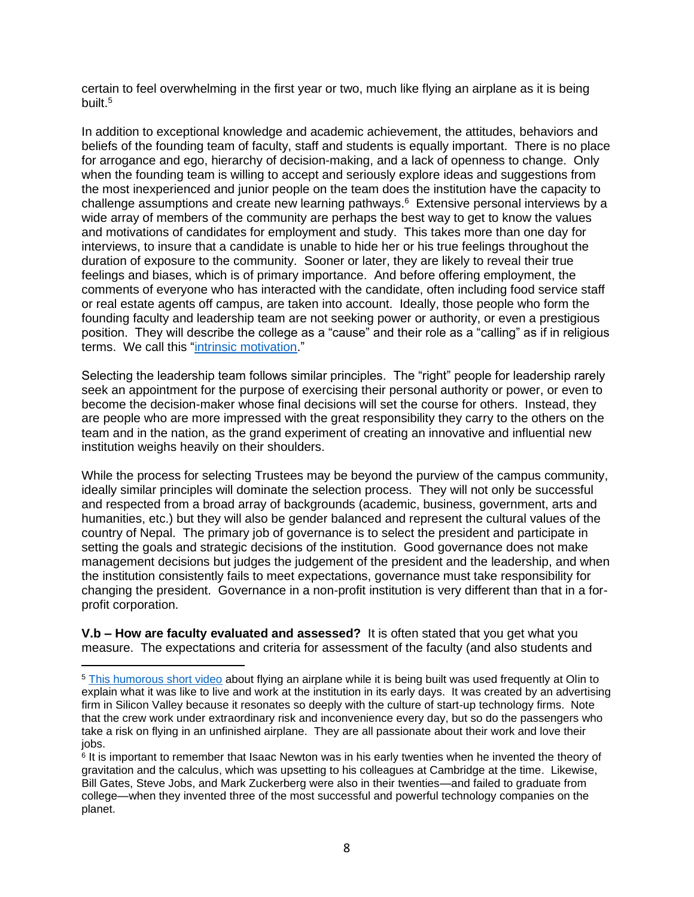certain to feel overwhelming in the first year or two, much like flying an airplane as it is being built.[5]

In addition to exceptional knowledge and academic achievement, the attitudes, behaviors and beliefs of the founding team of faculty, staff and students is equally important. There is no place for arrogance and ego, hierarchy of decision-making, and a lack of openness to change. Only when the founding team is willing to accept and seriously explore ideas and suggestions from the most inexperienced and junior people on the team does the institution have the capacity to challenge assumptions and create new learning pathways.[6] Extensive personal interviews by a wide array of members of the community are perhaps the best way to get to know the values and motivations of candidates for employment and study. This takes more than one day for interviews, to insure that a candidate is unable to hide her or his true feelings throughout the duration of exposure to the community. Sooner or later, they are likely to reveal their true feelings and biases, which is of primary importance. And before offering employment, the comments of everyone who has interacted with the candidate, often including food service staff or real estate agents off campus, are taken into account. Ideally, those people who form the founding faculty and leadership team are not seeking power or authority, or even a prestigious position. They will describe the college as a "cause" and their role as a "calling" as if in religious terms. We call this "intrinsic motivation."

Selecting the leadership team follows similar principles. The "right" people for leadership rarely seek an appointment for the purpose of exercising their personal authority or power, or even to become the decision-maker whose final decisions will set the course for others. Instead, they are people who are more impressed with the great responsibility they carry to the others on the team and in the nation, as the grand experiment of creating an innovative and influential new institution weighs heavily on their shoulders.

While the process for selecting Trustees may be beyond the purview of the campus community, ideally similar principles will dominate the selection process. They will not only be successful and respected from a broad array of backgrounds (academic, business, government, arts and humanities, etc.) but they will also be gender balanced and represent the cultural values of the country of Nepal. The primary job of governance is to select the president and participate in setting the goals and strategic decisions of the institution. Good governance does not make management decisions but judges the judgement of the president and the leadership, and when the institution consistently fails to meet expectations, governance must take responsibility for changing the president. Governance in a non-profit institution is very different than that in a for-profit corporation.

**V.b – How are faculty evaluated and assessed?** It is often stated that you get what you measure. The expectations and criteria for assessment of the faculty (and also students and

---

[5] This humorous short video about flying an airplane while it is being built was used frequently at Olin to explain what it was like to live and work at the institution in its early days. It was created by an advertising firm in Silicon Valley because it resonates so deeply with the culture of start-up technology firms. Note that the crew work under extraordinary risk and inconvenience every day, but so do the passengers who take a risk on flying in an unfinished airplane. They are all passionate about their work and love their jobs.

[6] It is important to remember that Isaac Newton was in his early twenties when he invented the theory of gravitation and the calculus, which was upsetting to his colleagues at Cambridge at the time. Likewise, Bill Gates, Steve Jobs, and Mark Zuckerberg were also in their twenties—and failed to graduate from college—when they invented three of the most successful and powerful technology companies on the planet.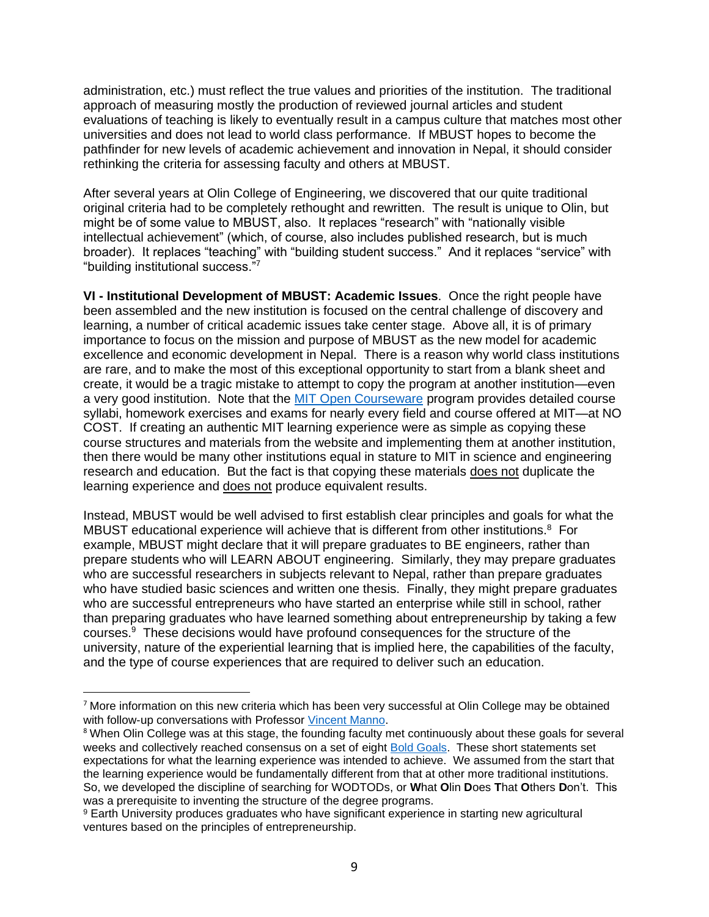administration, etc.) must reflect the true values and priorities of the institution. The traditional approach of measuring mostly the production of reviewed journal articles and student evaluations of teaching is likely to eventually result in a campus culture that matches most other universities and does not lead to world class performance. If MBUST hopes to become the pathfinder for new levels of academic achievement and innovation in Nepal, it should consider rethinking the criteria for assessing faculty and others at MBUST.

After several years at Olin College of Engineering, we discovered that our quite traditional original criteria had to be completely rethought and rewritten. The result is unique to Olin, but might be of some value to MBUST, also. It replaces "research" with "nationally visible intellectual achievement" (which, of course, also includes published research, but is much broader). It replaces "teaching" with "building student success." And it replaces "service" with "building institutional success."[7]

**VI - Institutional Development of MBUST: Academic Issues**. Once the right people have been assembled and the new institution is focused on the central challenge of discovery and learning, a number of critical academic issues take center stage. Above all, it is of primary importance to focus on the mission and purpose of MBUST as the new model for academic excellence and economic development in Nepal. There is a reason why world class institutions are rare, and to make the most of this exceptional opportunity to start from a blank sheet and create, it would be a tragic mistake to attempt to copy the program at another institution—even a very good institution. Note that the MIT Open Courseware program provides detailed course syllabi, homework exercises and exams for nearly every field and course offered at MIT—at NO COST. If creating an authentic MIT learning experience were as simple as copying these course structures and materials from the website and implementing them at another institution, then there would be many other institutions equal in stature to MIT in science and engineering research and education. But the fact is that copying these materials does not duplicate the learning experience and does not produce equivalent results.

Instead, MBUST would be well advised to first establish clear principles and goals for what the MBUST educational experience will achieve that is different from other institutions.[8] For example, MBUST might declare that it will prepare graduates to BE engineers, rather than prepare students who will LEARN ABOUT engineering. Similarly, they may prepare graduates who are successful researchers in subjects relevant to Nepal, rather than prepare graduates who have studied basic sciences and written one thesis. Finally, they might prepare graduates who are successful entrepreneurs who have started an enterprise while still in school, rather than preparing graduates who have learned something about entrepreneurship by taking a few courses.[9] These decisions would have profound consequences for the structure of the university, nature of the experiential learning that is implied here, the capabilities of the faculty, and the type of course experiences that are required to deliver such an education.

---

[7] More information on this new criteria which has been very successful at Olin College may be obtained with follow-up conversations with Professor Vincent Manno.

[8] When Olin College was at this stage, the founding faculty met continuously about these goals for several weeks and collectively reached consensus on a set of eight Bold Goals. These short statements set expectations for what the learning experience was intended to achieve. We assumed from the start that the learning experience would be fundamentally different from that at other more traditional institutions. So, we developed the discipline of searching for WODTODs, or **W**hat **O**lin **D**oes **T**hat **O**thers **D**on't. This was a prerequisite to inventing the structure of the degree programs.

[9] Earth University produces graduates who have significant experience in starting new agricultural ventures based on the principles of entrepreneurship.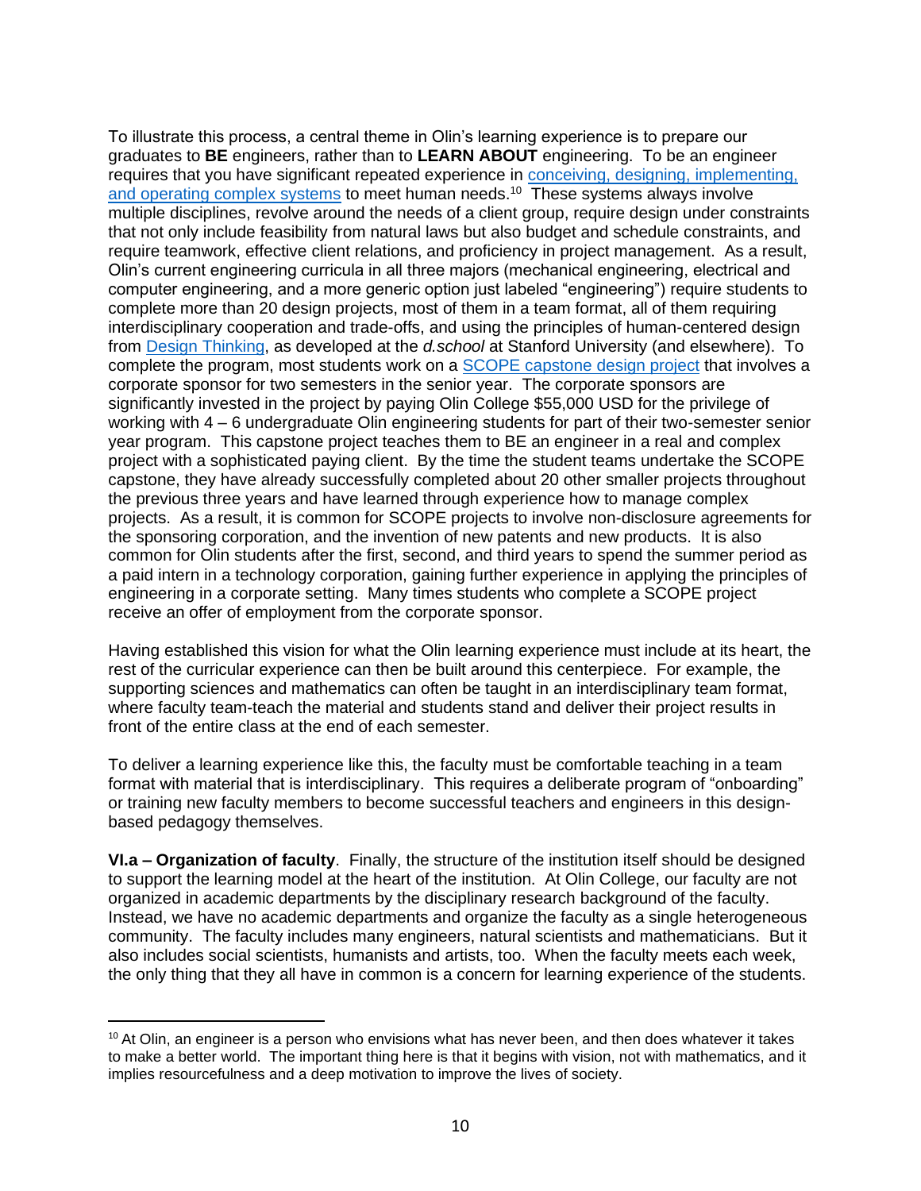To illustrate this process, a central theme in Olin's learning experience is to prepare our graduates to **BE** engineers, rather than to **LEARN ABOUT** engineering. To be an engineer requires that you have significant repeated experience in conceiving, designing, implementing, and operating complex systems to meet human needs.[10] These systems always involve multiple disciplines, revolve around the needs of a client group, require design under constraints that not only include feasibility from natural laws but also budget and schedule constraints, and require teamwork, effective client relations, and proficiency in project management. As a result, Olin's current engineering curricula in all three majors (mechanical engineering, electrical and computer engineering, and a more generic option just labeled "engineering") require students to complete more than 20 design projects, most of them in a team format, all of them requiring interdisciplinary cooperation and trade-offs, and using the principles of human-centered design from Design Thinking, as developed at the *d.school* at Stanford University (and elsewhere). To complete the program, most students work on a SCOPE capstone design project that involves a corporate sponsor for two semesters in the senior year. The corporate sponsors are significantly invested in the project by paying Olin College $55,000 USD for the privilege of working with 4 – 6 undergraduate Olin engineering students for part of their two-semester senior year program. This capstone project teaches them to BE an engineer in a real and complex project with a sophisticated paying client. By the time the student teams undertake the SCOPE capstone, they have already successfully completed about 20 other smaller projects throughout the previous three years and have learned through experience how to manage complex projects. As a result, it is common for SCOPE projects to involve non-disclosure agreements for the sponsoring corporation, and the invention of new patents and new products. It is also common for Olin students after the first, second, and third years to spend the summer period as a paid intern in a technology corporation, gaining further experience in applying the principles of engineering in a corporate setting. Many times students who complete a SCOPE project receive an offer of employment from the corporate sponsor.

Having established this vision for what the Olin learning experience must include at its heart, the rest of the curricular experience can then be built around this centerpiece. For example, the supporting sciences and mathematics can often be taught in an interdisciplinary team format, where faculty team-teach the material and students stand and deliver their project results in front of the entire class at the end of each semester.

To deliver a learning experience like this, the faculty must be comfortable teaching in a team format with material that is interdisciplinary. This requires a deliberate program of "onboarding" or training new faculty members to become successful teachers and engineers in this design-based pedagogy themselves.

**VI.a – Organization of faculty**. Finally, the structure of the institution itself should be designed to support the learning model at the heart of the institution. At Olin College, our faculty are not organized in academic departments by the disciplinary research background of the faculty. Instead, we have no academic departments and organize the faculty as a single heterogeneous community. The faculty includes many engineers, natural scientists and mathematicians. But it also includes social scientists, humanists and artists, too. When the faculty meets each week, the only thing that they all have in common is a concern for learning experience of the students.

---

[10] At Olin, an engineer is a person who envisions what has never been, and then does whatever it takes to make a better world. The important thing here is that it begins with vision, not with mathematics, and it implies resourcefulness and a deep motivation to improve the lives of society.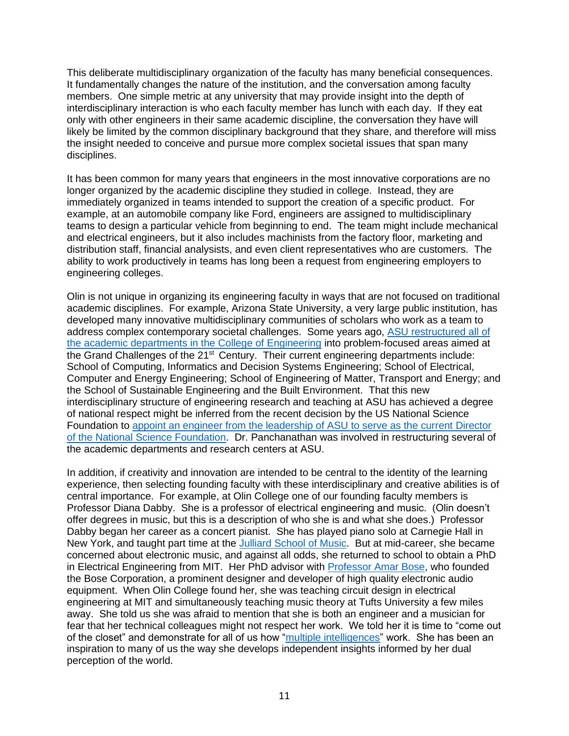This deliberate multidisciplinary organization of the faculty has many beneficial consequences. It fundamentally changes the nature of the institution, and the conversation among faculty members. One simple metric at any university that may provide insight into the depth of interdisciplinary interaction is who each faculty member has lunch with each day. If they eat only with other engineers in their same academic discipline, the conversation they have will likely be limited by the common disciplinary background that they share, and therefore will miss the insight needed to conceive and pursue more complex societal issues that span many disciplines.

It has been common for many years that engineers in the most innovative corporations are no longer organized by the academic discipline they studied in college. Instead, they are immediately organized in teams intended to support the creation of a specific product. For example, at an automobile company like Ford, engineers are assigned to multidisciplinary teams to design a particular vehicle from beginning to end. The team might include mechanical and electrical engineers, but it also includes machinists from the factory floor, marketing and distribution staff, financial analysists, and even client representatives who are customers. The ability to work productively in teams has long been a request from engineering employers to engineering colleges.

Olin is not unique in organizing its engineering faculty in ways that are not focused on traditional academic disciplines. For example, Arizona State University, a very large public institution, has developed many innovative multidisciplinary communities of scholars who work as a team to address complex contemporary societal challenges. Some years ago, ASU restructured all of the academic departments in the College of Engineering into problem-focused areas aimed at the Grand Challenges of the 21st Century. Their current engineering departments include: School of Computing, Informatics and Decision Systems Engineering; School of Electrical, Computer and Energy Engineering; School of Engineering of Matter, Transport and Energy; and the School of Sustainable Engineering and the Built Environment. That this new interdisciplinary structure of engineering research and teaching at ASU has achieved a degree of national respect might be inferred from the recent decision by the US National Science Foundation to appoint an engineer from the leadership of ASU to serve as the current Director of the National Science Foundation. Dr. Panchanathan was involved in restructuring several of the academic departments and research centers at ASU.

In addition, if creativity and innovation are intended to be central to the identity of the learning experience, then selecting founding faculty with these interdisciplinary and creative abilities is of central importance. For example, at Olin College one of our founding faculty members is Professor Diana Dabby. She is a professor of electrical engineering and music. (Olin doesn't offer degrees in music, but this is a description of who she is and what she does.) Professor Dabby began her career as a concert pianist. She has played piano solo at Carnegie Hall in New York, and taught part time at the Julliard School of Music. But at mid-career, she became concerned about electronic music, and against all odds, she returned to school to obtain a PhD in Electrical Engineering from MIT. Her PhD advisor with Professor Amar Bose, who founded the Bose Corporation, a prominent designer and developer of high quality electronic audio equipment. When Olin College found her, she was teaching circuit design in electrical engineering at MIT and simultaneously teaching music theory at Tufts University a few miles away. She told us she was afraid to mention that she is both an engineer and a musician for fear that her technical colleagues might not respect her work. We told her it is time to "come out of the closet" and demonstrate for all of us how "multiple intelligences" work. She has been an inspiration to many of us the way she develops independent insights informed by her dual perception of the world.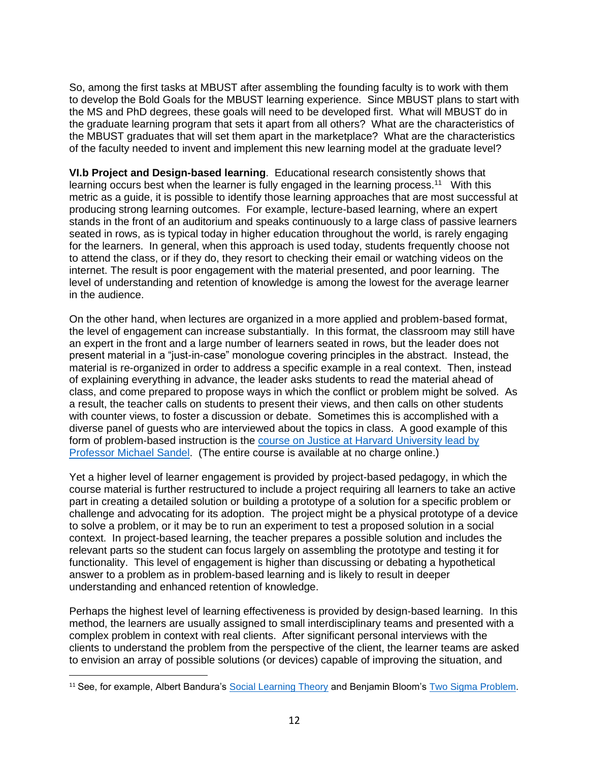So, among the first tasks at MBUST after assembling the founding faculty is to work with them to develop the Bold Goals for the MBUST learning experience. Since MBUST plans to start with the MS and PhD degrees, these goals will need to be developed first. What will MBUST do in the graduate learning program that sets it apart from all others? What are the characteristics of the MBUST graduates that will set them apart in the marketplace? What are the characteristics of the faculty needed to invent and implement this new learning model at the graduate level?

**VI.b Project and Design-based learning**. Educational research consistently shows that learning occurs best when the learner is fully engaged in the learning process.[11] With this metric as a guide, it is possible to identify those learning approaches that are most successful at producing strong learning outcomes. For example, lecture-based learning, where an expert stands in the front of an auditorium and speaks continuously to a large class of passive learners seated in rows, as is typical today in higher education throughout the world, is rarely engaging for the learners. In general, when this approach is used today, students frequently choose not to attend the class, or if they do, they resort to checking their email or watching videos on the internet. The result is poor engagement with the material presented, and poor learning. The level of understanding and retention of knowledge is among the lowest for the average learner in the audience.

On the other hand, when lectures are organized in a more applied and problem-based format, the level of engagement can increase substantially. In this format, the classroom may still have an expert in the front and a large number of learners seated in rows, but the leader does not present material in a "just-in-case" monologue covering principles in the abstract. Instead, the material is re-organized in order to address a specific example in a real context. Then, instead of explaining everything in advance, the leader asks students to read the material ahead of class, and come prepared to propose ways in which the conflict or problem might be solved. As a result, the teacher calls on students to present their views, and then calls on other students with counter views, to foster a discussion or debate. Sometimes this is accomplished with a diverse panel of guests who are interviewed about the topics in class. A good example of this form of problem-based instruction is the course on Justice at Harvard University lead by Professor Michael Sandel. (The entire course is available at no charge online.)

Yet a higher level of learner engagement is provided by project-based pedagogy, in which the course material is further restructured to include a project requiring all learners to take an active part in creating a detailed solution or building a prototype of a solution for a specific problem or challenge and advocating for its adoption. The project might be a physical prototype of a device to solve a problem, or it may be to run an experiment to test a proposed solution in a social context. In project-based learning, the teacher prepares a possible solution and includes the relevant parts so the student can focus largely on assembling the prototype and testing it for functionality. This level of engagement is higher than discussing or debating a hypothetical answer to a problem as in problem-based learning and is likely to result in deeper understanding and enhanced retention of knowledge.

Perhaps the highest level of learning effectiveness is provided by design-based learning. In this method, the learners are usually assigned to small interdisciplinary teams and presented with a complex problem in context with real clients. After significant personal interviews with the clients to understand the problem from the perspective of the client, the learner teams are asked to envision an array of possible solutions (or devices) capable of improving the situation, and

[11] See, for example, Albert Bandura's Social Learning Theory and Benjamin Bloom's Two Sigma Problem.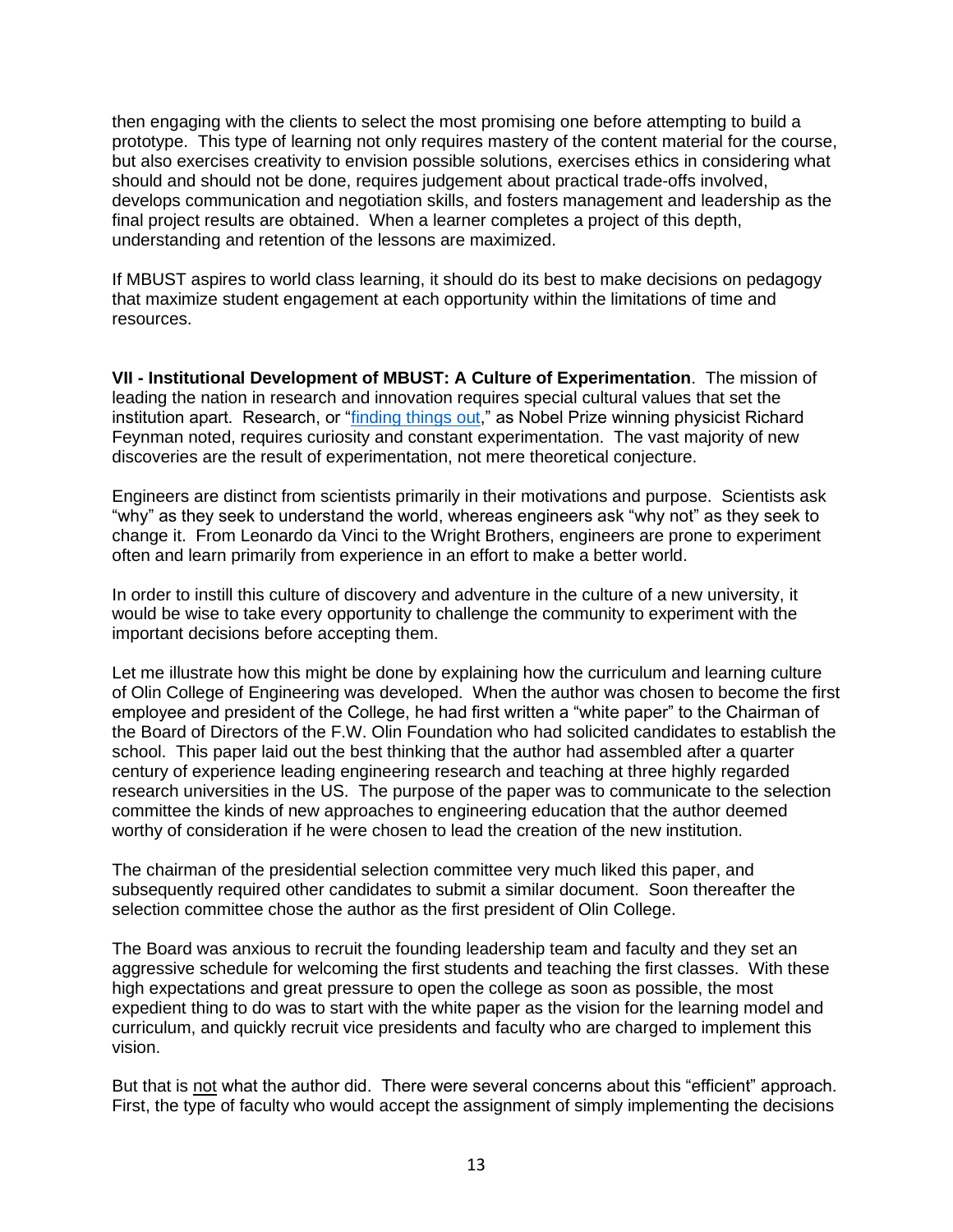then engaging with the clients to select the most promising one before attempting to build a prototype. This type of learning not only requires mastery of the content material for the course, but also exercises creativity to envision possible solutions, exercises ethics in considering what should and should not be done, requires judgement about practical trade-offs involved, develops communication and negotiation skills, and fosters management and leadership as the final project results are obtained. When a learner completes a project of this depth, understanding and retention of the lessons are maximized.

If MBUST aspires to world class learning, it should do its best to make decisions on pedagogy that maximize student engagement at each opportunity within the limitations of time and resources.

**VII - Institutional Development of MBUST: A Culture of Experimentation**. The mission of leading the nation in research and innovation requires special cultural values that set the institution apart. Research, or "finding things out," as Nobel Prize winning physicist Richard Feynman noted, requires curiosity and constant experimentation. The vast majority of new discoveries are the result of experimentation, not mere theoretical conjecture.

Engineers are distinct from scientists primarily in their motivations and purpose. Scientists ask "why" as they seek to understand the world, whereas engineers ask "why not" as they seek to change it. From Leonardo da Vinci to the Wright Brothers, engineers are prone to experiment often and learn primarily from experience in an effort to make a better world.

In order to instill this culture of discovery and adventure in the culture of a new university, it would be wise to take every opportunity to challenge the community to experiment with the important decisions before accepting them.

Let me illustrate how this might be done by explaining how the curriculum and learning culture of Olin College of Engineering was developed. When the author was chosen to become the first employee and president of the College, he had first written a "white paper" to the Chairman of the Board of Directors of the F.W. Olin Foundation who had solicited candidates to establish the school. This paper laid out the best thinking that the author had assembled after a quarter century of experience leading engineering research and teaching at three highly regarded research universities in the US. The purpose of the paper was to communicate to the selection committee the kinds of new approaches to engineering education that the author deemed worthy of consideration if he were chosen to lead the creation of the new institution.

The chairman of the presidential selection committee very much liked this paper, and subsequently required other candidates to submit a similar document. Soon thereafter the selection committee chose the author as the first president of Olin College.

The Board was anxious to recruit the founding leadership team and faculty and they set an aggressive schedule for welcoming the first students and teaching the first classes. With these high expectations and great pressure to open the college as soon as possible, the most expedient thing to do was to start with the white paper as the vision for the learning model and curriculum, and quickly recruit vice presidents and faculty who are charged to implement this vision.

But that is not what the author did. There were several concerns about this "efficient" approach. First, the type of faculty who would accept the assignment of simply implementing the decisions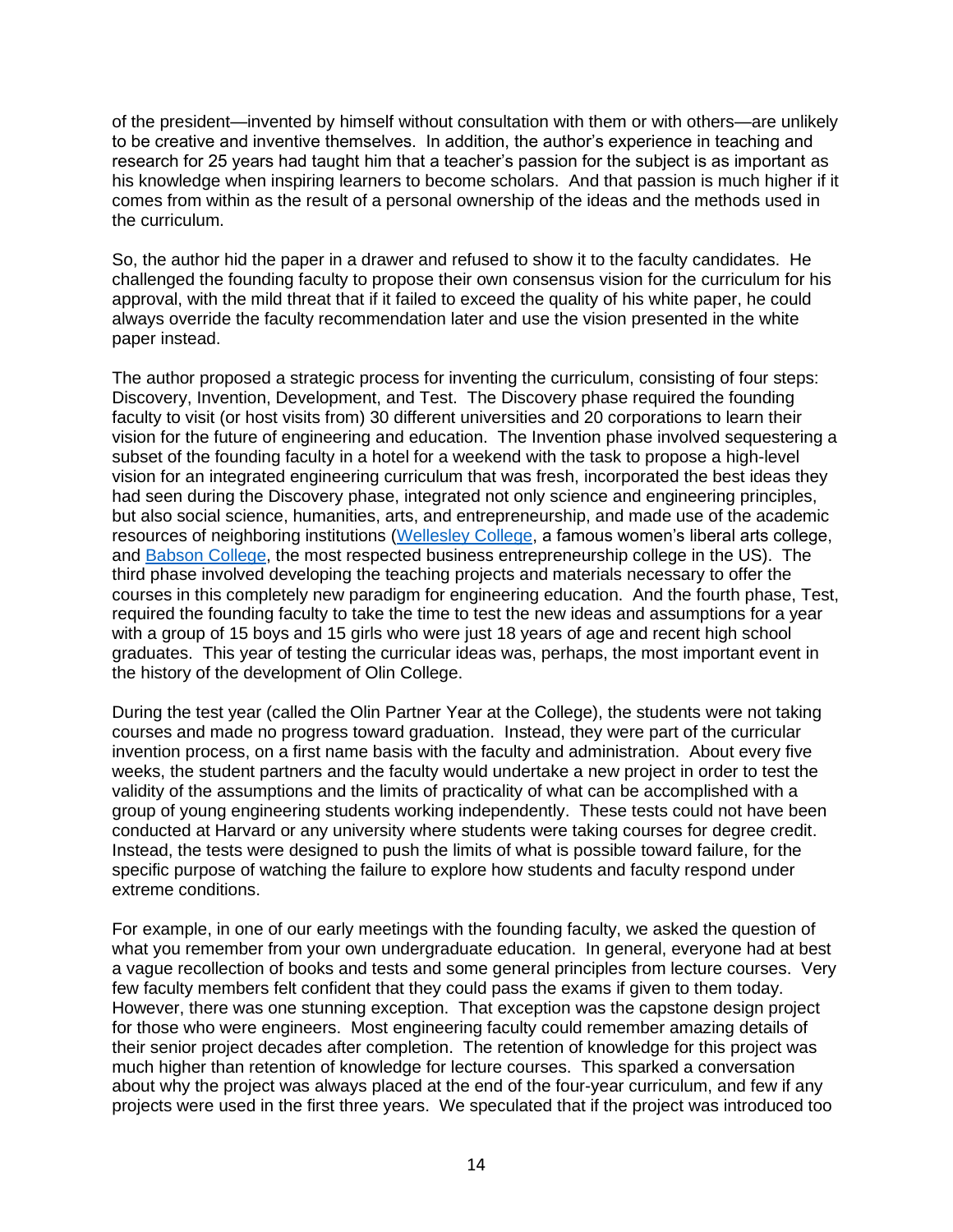of the president—invented by himself without consultation with them or with others—are unlikely to be creative and inventive themselves. In addition, the author's experience in teaching and research for 25 years had taught him that a teacher's passion for the subject is as important as his knowledge when inspiring learners to become scholars. And that passion is much higher if it comes from within as the result of a personal ownership of the ideas and the methods used in the curriculum.

So, the author hid the paper in a drawer and refused to show it to the faculty candidates. He challenged the founding faculty to propose their own consensus vision for the curriculum for his approval, with the mild threat that if it failed to exceed the quality of his white paper, he could always override the faculty recommendation later and use the vision presented in the white paper instead.

The author proposed a strategic process for inventing the curriculum, consisting of four steps: Discovery, Invention, Development, and Test. The Discovery phase required the founding faculty to visit (or host visits from) 30 different universities and 20 corporations to learn their vision for the future of engineering and education. The Invention phase involved sequestering a subset of the founding faculty in a hotel for a weekend with the task to propose a high-level vision for an integrated engineering curriculum that was fresh, incorporated the best ideas they had seen during the Discovery phase, integrated not only science and engineering principles, but also social science, humanities, arts, and entrepreneurship, and made use of the academic resources of neighboring institutions (Wellesley College, a famous women's liberal arts college, and Babson College, the most respected business entrepreneurship college in the US). The third phase involved developing the teaching projects and materials necessary to offer the courses in this completely new paradigm for engineering education. And the fourth phase, Test, required the founding faculty to take the time to test the new ideas and assumptions for a year with a group of 15 boys and 15 girls who were just 18 years of age and recent high school graduates. This year of testing the curricular ideas was, perhaps, the most important event in the history of the development of Olin College.

During the test year (called the Olin Partner Year at the College), the students were not taking courses and made no progress toward graduation. Instead, they were part of the curricular invention process, on a first name basis with the faculty and administration. About every five weeks, the student partners and the faculty would undertake a new project in order to test the validity of the assumptions and the limits of practicality of what can be accomplished with a group of young engineering students working independently. These tests could not have been conducted at Harvard or any university where students were taking courses for degree credit. Instead, the tests were designed to push the limits of what is possible toward failure, for the specific purpose of watching the failure to explore how students and faculty respond under extreme conditions.

For example, in one of our early meetings with the founding faculty, we asked the question of what you remember from your own undergraduate education. In general, everyone had at best a vague recollection of books and tests and some general principles from lecture courses. Very few faculty members felt confident that they could pass the exams if given to them today. However, there was one stunning exception. That exception was the capstone design project for those who were engineers. Most engineering faculty could remember amazing details of their senior project decades after completion. The retention of knowledge for this project was much higher than retention of knowledge for lecture courses. This sparked a conversation about why the project was always placed at the end of the four-year curriculum, and few if any projects were used in the first three years. We speculated that if the project was introduced too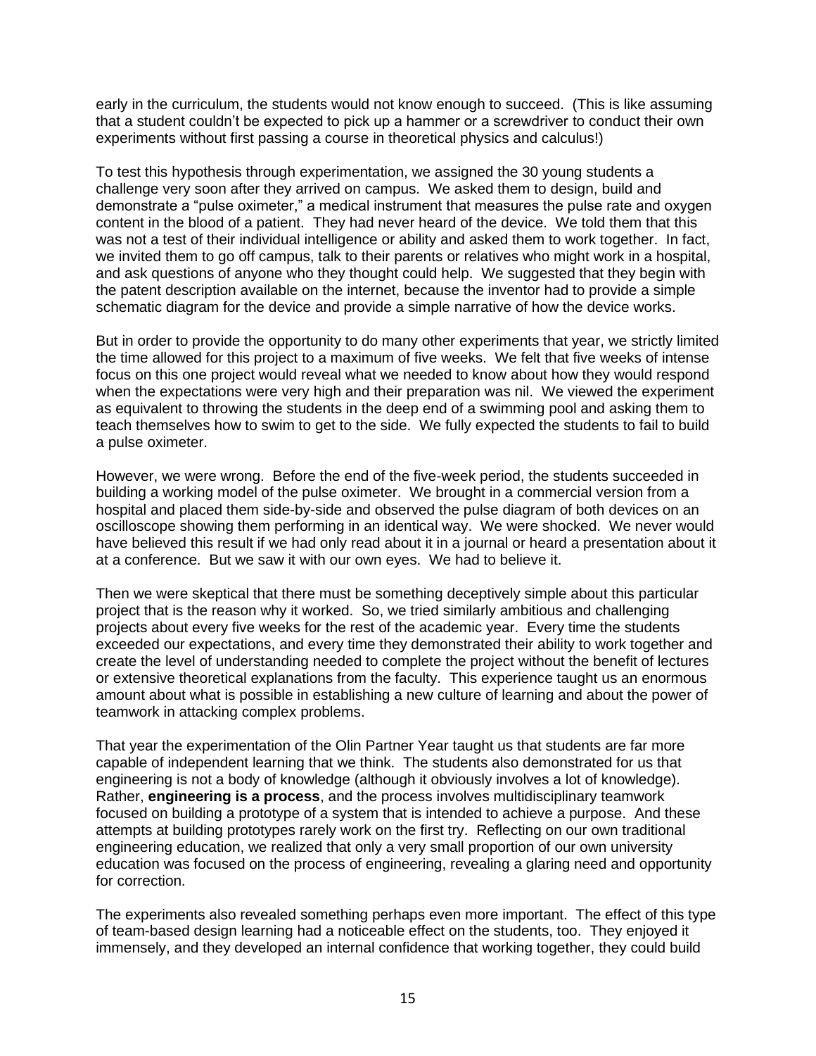early in the curriculum, the students would not know enough to succeed. (This is like assuming that a student couldn't be expected to pick up a hammer or a screwdriver to conduct their own experiments without first passing a course in theoretical physics and calculus!)

To test this hypothesis through experimentation, we assigned the 30 young students a challenge very soon after they arrived on campus. We asked them to design, build and demonstrate a "pulse oximeter," a medical instrument that measures the pulse rate and oxygen content in the blood of a patient. They had never heard of the device. We told them that this was not a test of their individual intelligence or ability and asked them to work together. In fact, we invited them to go off campus, talk to their parents or relatives who might work in a hospital, and ask questions of anyone who they thought could help. We suggested that they begin with the patent description available on the internet, because the inventor had to provide a simple schematic diagram for the device and provide a simple narrative of how the device works.

But in order to provide the opportunity to do many other experiments that year, we strictly limited the time allowed for this project to a maximum of five weeks. We felt that five weeks of intense focus on this one project would reveal what we needed to know about how they would respond when the expectations were very high and their preparation was nil. We viewed the experiment as equivalent to throwing the students in the deep end of a swimming pool and asking them to teach themselves how to swim to get to the side. We fully expected the students to fail to build a pulse oximeter.

However, we were wrong. Before the end of the five-week period, the students succeeded in building a working model of the pulse oximeter. We brought in a commercial version from a hospital and placed them side-by-side and observed the pulse diagram of both devices on an oscilloscope showing them performing in an identical way. We were shocked. We never would have believed this result if we had only read about it in a journal or heard a presentation about it at a conference. But we saw it with our own eyes. We had to believe it.

Then we were skeptical that there must be something deceptively simple about this particular project that is the reason why it worked. So, we tried similarly ambitious and challenging projects about every five weeks for the rest of the academic year. Every time the students exceeded our expectations, and every time they demonstrated their ability to work together and create the level of understanding needed to complete the project without the benefit of lectures or extensive theoretical explanations from the faculty. This experience taught us an enormous amount about what is possible in establishing a new culture of learning and about the power of teamwork in attacking complex problems.

That year the experimentation of the Olin Partner Year taught us that students are far more capable of independent learning that we think. The students also demonstrated for us that engineering is not a body of knowledge (although it obviously involves a lot of knowledge). Rather, **engineering is a process**, and the process involves multidisciplinary teamwork focused on building a prototype of a system that is intended to achieve a purpose. And these attempts at building prototypes rarely work on the first try. Reflecting on our own traditional engineering education, we realized that only a very small proportion of our own university education was focused on the process of engineering, revealing a glaring need and opportunity for correction.

The experiments also revealed something perhaps even more important. The effect of this type of team-based design learning had a noticeable effect on the students, too. They enjoyed it immensely, and they developed an internal confidence that working together, they could build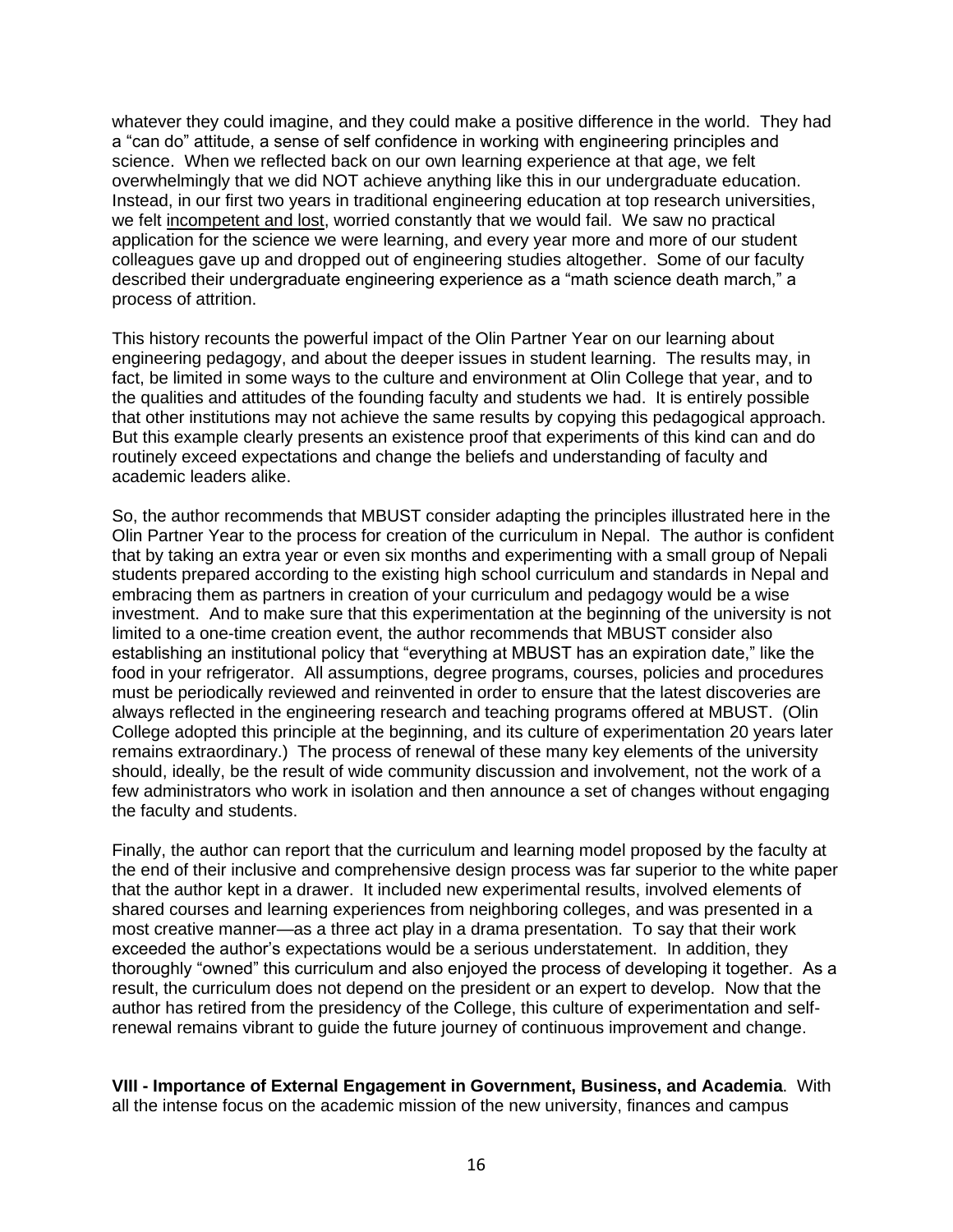whatever they could imagine, and they could make a positive difference in the world. They had a "can do" attitude, a sense of self confidence in working with engineering principles and science. When we reflected back on our own learning experience at that age, we felt overwhelmingly that we did NOT achieve anything like this in our undergraduate education. Instead, in our first two years in traditional engineering education at top research universities, we felt incompetent and lost, worried constantly that we would fail. We saw no practical application for the science we were learning, and every year more and more of our student colleagues gave up and dropped out of engineering studies altogether. Some of our faculty described their undergraduate engineering experience as a "math science death march," a process of attrition.

This history recounts the powerful impact of the Olin Partner Year on our learning about engineering pedagogy, and about the deeper issues in student learning. The results may, in fact, be limited in some ways to the culture and environment at Olin College that year, and to the qualities and attitudes of the founding faculty and students we had. It is entirely possible that other institutions may not achieve the same results by copying this pedagogical approach. But this example clearly presents an existence proof that experiments of this kind can and do routinely exceed expectations and change the beliefs and understanding of faculty and academic leaders alike.

So, the author recommends that MBUST consider adapting the principles illustrated here in the Olin Partner Year to the process for creation of the curriculum in Nepal. The author is confident that by taking an extra year or even six months and experimenting with a small group of Nepali students prepared according to the existing high school curriculum and standards in Nepal and embracing them as partners in creation of your curriculum and pedagogy would be a wise investment. And to make sure that this experimentation at the beginning of the university is not limited to a one-time creation event, the author recommends that MBUST consider also establishing an institutional policy that "everything at MBUST has an expiration date," like the food in your refrigerator. All assumptions, degree programs, courses, policies and procedures must be periodically reviewed and reinvented in order to ensure that the latest discoveries are always reflected in the engineering research and teaching programs offered at MBUST. (Olin College adopted this principle at the beginning, and its culture of experimentation 20 years later remains extraordinary.) The process of renewal of these many key elements of the university should, ideally, be the result of wide community discussion and involvement, not the work of a few administrators who work in isolation and then announce a set of changes without engaging the faculty and students.

Finally, the author can report that the curriculum and learning model proposed by the faculty at the end of their inclusive and comprehensive design process was far superior to the white paper that the author kept in a drawer. It included new experimental results, involved elements of shared courses and learning experiences from neighboring colleges, and was presented in a most creative manner—as a three act play in a drama presentation. To say that their work exceeded the author's expectations would be a serious understatement. In addition, they thoroughly "owned" this curriculum and also enjoyed the process of developing it together. As a result, the curriculum does not depend on the president or an expert to develop. Now that the author has retired from the presidency of the College, this culture of experimentation and self-renewal remains vibrant to guide the future journey of continuous improvement and change.

**VIII - Importance of External Engagement in Government, Business, and Academia**. With all the intense focus on the academic mission of the new university, finances and campus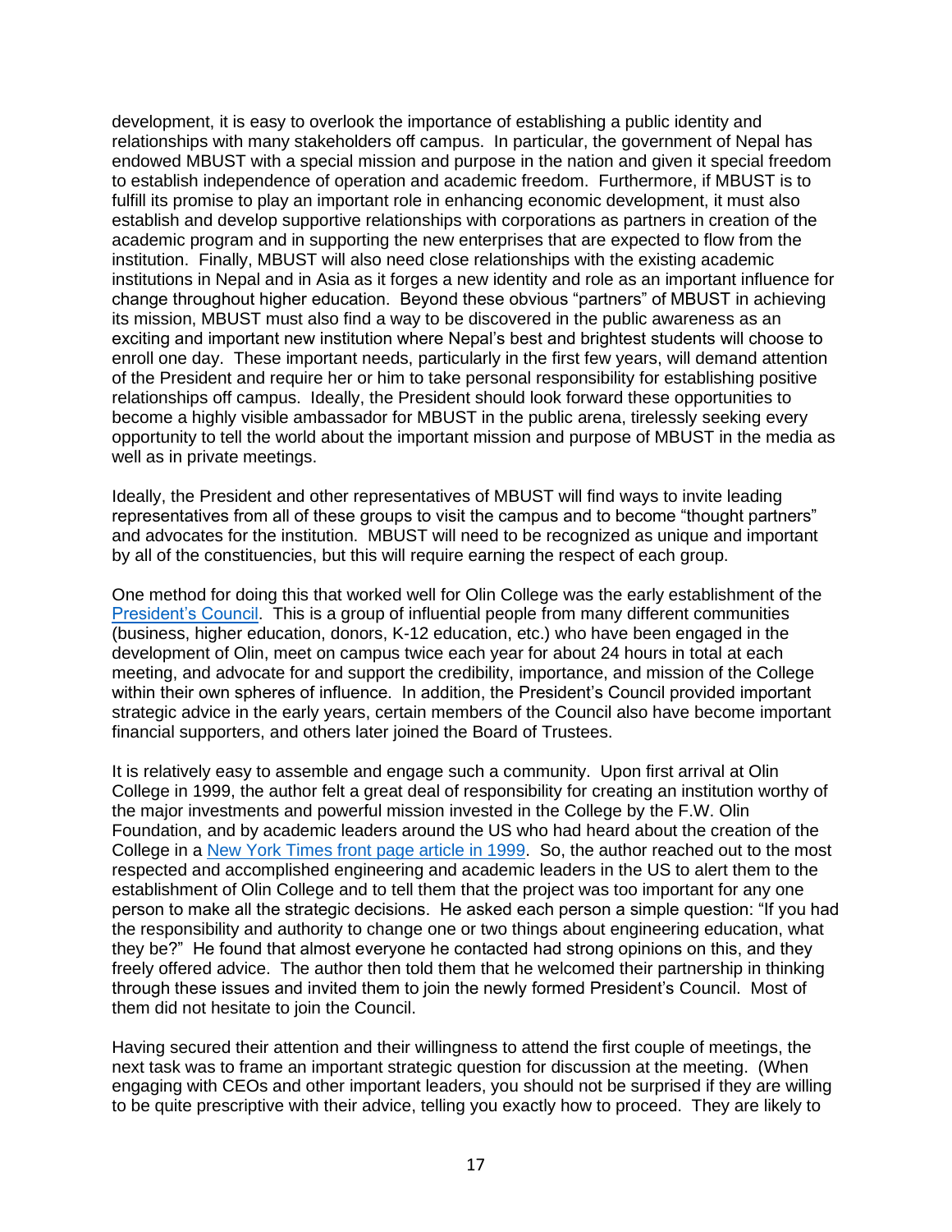development, it is easy to overlook the importance of establishing a public identity and relationships with many stakeholders off campus. In particular, the government of Nepal has endowed MBUST with a special mission and purpose in the nation and given it special freedom to establish independence of operation and academic freedom. Furthermore, if MBUST is to fulfill its promise to play an important role in enhancing economic development, it must also establish and develop supportive relationships with corporations as partners in creation of the academic program and in supporting the new enterprises that are expected to flow from the institution. Finally, MBUST will also need close relationships with the existing academic institutions in Nepal and in Asia as it forges a new identity and role as an important influence for change throughout higher education. Beyond these obvious "partners" of MBUST in achieving its mission, MBUST must also find a way to be discovered in the public awareness as an exciting and important new institution where Nepal's best and brightest students will choose to enroll one day. These important needs, particularly in the first few years, will demand attention of the President and require her or him to take personal responsibility for establishing positive relationships off campus. Ideally, the President should look forward these opportunities to become a highly visible ambassador for MBUST in the public arena, tirelessly seeking every opportunity to tell the world about the important mission and purpose of MBUST in the media as well as in private meetings.

Ideally, the President and other representatives of MBUST will find ways to invite leading representatives from all of these groups to visit the campus and to become "thought partners" and advocates for the institution. MBUST will need to be recognized as unique and important by all of the constituencies, but this will require earning the respect of each group.

One method for doing this that worked well for Olin College was the early establishment of the President's Council. This is a group of influential people from many different communities (business, higher education, donors, K-12 education, etc.) who have been engaged in the development of Olin, meet on campus twice each year for about 24 hours in total at each meeting, and advocate for and support the credibility, importance, and mission of the College within their own spheres of influence. In addition, the President's Council provided important strategic advice in the early years, certain members of the Council also have become important financial supporters, and others later joined the Board of Trustees.

It is relatively easy to assemble and engage such a community. Upon first arrival at Olin College in 1999, the author felt a great deal of responsibility for creating an institution worthy of the major investments and powerful mission invested in the College by the F.W. Olin Foundation, and by academic leaders around the US who had heard about the creation of the College in a New York Times front page article in 1999. So, the author reached out to the most respected and accomplished engineering and academic leaders in the US to alert them to the establishment of Olin College and to tell them that the project was too important for any one person to make all the strategic decisions. He asked each person a simple question: "If you had the responsibility and authority to change one or two things about engineering education, what they be?" He found that almost everyone he contacted had strong opinions on this, and they freely offered advice. The author then told them that he welcomed their partnership in thinking through these issues and invited them to join the newly formed President's Council. Most of them did not hesitate to join the Council.

Having secured their attention and their willingness to attend the first couple of meetings, the next task was to frame an important strategic question for discussion at the meeting. (When engaging with CEOs and other important leaders, you should not be surprised if they are willing to be quite prescriptive with their advice, telling you exactly how to proceed. They are likely to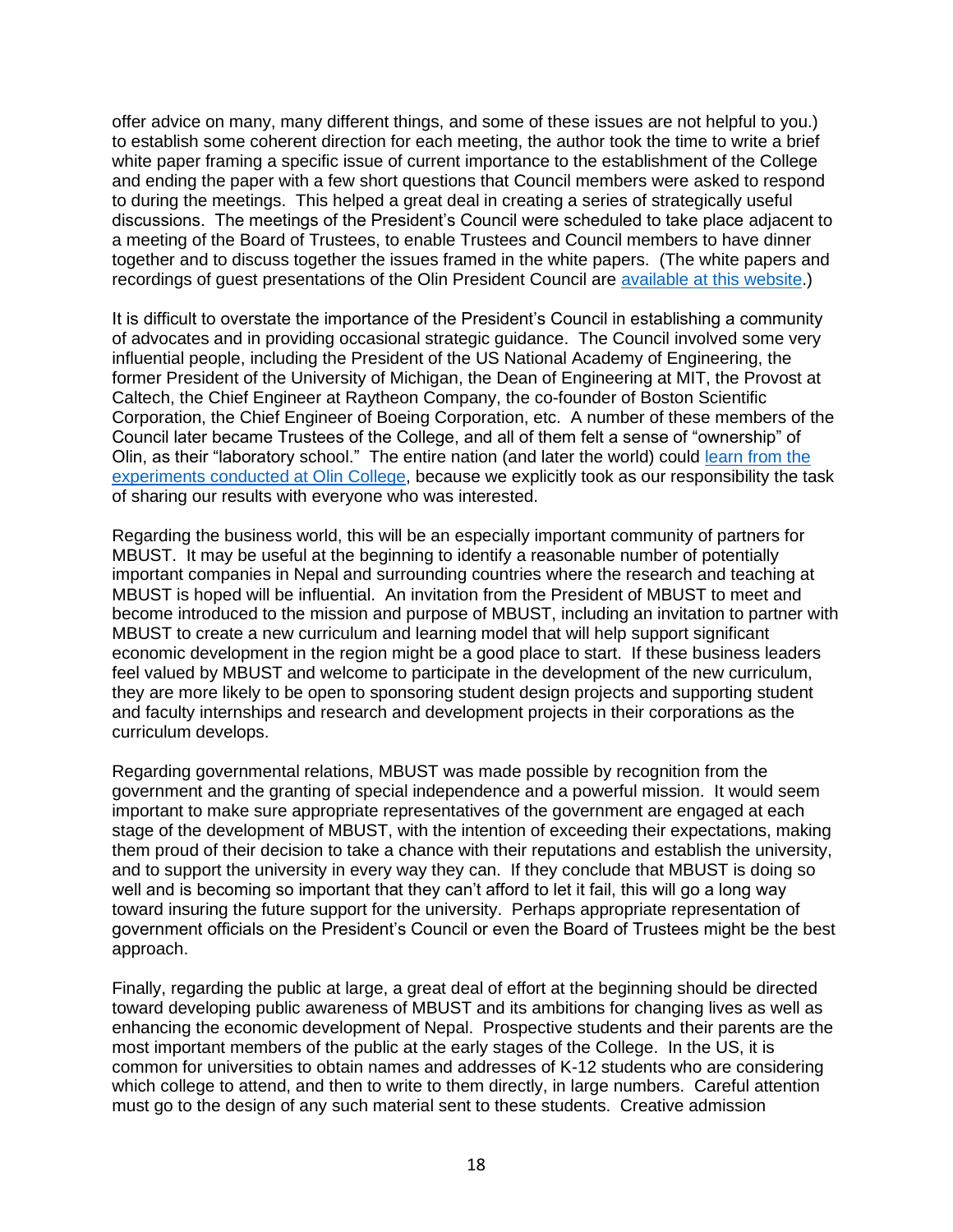offer advice on many, many different things, and some of these issues are not helpful to you.) to establish some coherent direction for each meeting, the author took the time to write a brief white paper framing a specific issue of current importance to the establishment of the College and ending the paper with a few short questions that Council members were asked to respond to during the meetings. This helped a great deal in creating a series of strategically useful discussions. The meetings of the President's Council were scheduled to take place adjacent to a meeting of the Board of Trustees, to enable Trustees and Council members to have dinner together and to discuss together the issues framed in the white papers. (The white papers and recordings of guest presentations of the Olin President Council are available at this website.)

It is difficult to overstate the importance of the President's Council in establishing a community of advocates and in providing occasional strategic guidance. The Council involved some very influential people, including the President of the US National Academy of Engineering, the former President of the University of Michigan, the Dean of Engineering at MIT, the Provost at Caltech, the Chief Engineer at Raytheon Company, the co-founder of Boston Scientific Corporation, the Chief Engineer of Boeing Corporation, etc. A number of these members of the Council later became Trustees of the College, and all of them felt a sense of "ownership" of Olin, as their "laboratory school." The entire nation (and later the world) could learn from the experiments conducted at Olin College, because we explicitly took as our responsibility the task of sharing our results with everyone who was interested.

Regarding the business world, this will be an especially important community of partners for MBUST. It may be useful at the beginning to identify a reasonable number of potentially important companies in Nepal and surrounding countries where the research and teaching at MBUST is hoped will be influential. An invitation from the President of MBUST to meet and become introduced to the mission and purpose of MBUST, including an invitation to partner with MBUST to create a new curriculum and learning model that will help support significant economic development in the region might be a good place to start. If these business leaders feel valued by MBUST and welcome to participate in the development of the new curriculum, they are more likely to be open to sponsoring student design projects and supporting student and faculty internships and research and development projects in their corporations as the curriculum develops.

Regarding governmental relations, MBUST was made possible by recognition from the government and the granting of special independence and a powerful mission. It would seem important to make sure appropriate representatives of the government are engaged at each stage of the development of MBUST, with the intention of exceeding their expectations, making them proud of their decision to take a chance with their reputations and establish the university, and to support the university in every way they can. If they conclude that MBUST is doing so well and is becoming so important that they can't afford to let it fail, this will go a long way toward insuring the future support for the university. Perhaps appropriate representation of government officials on the President's Council or even the Board of Trustees might be the best approach.

Finally, regarding the public at large, a great deal of effort at the beginning should be directed toward developing public awareness of MBUST and its ambitions for changing lives as well as enhancing the economic development of Nepal. Prospective students and their parents are the most important members of the public at the early stages of the College. In the US, it is common for universities to obtain names and addresses of K-12 students who are considering which college to attend, and then to write to them directly, in large numbers. Careful attention must go to the design of any such material sent to these students. Creative admission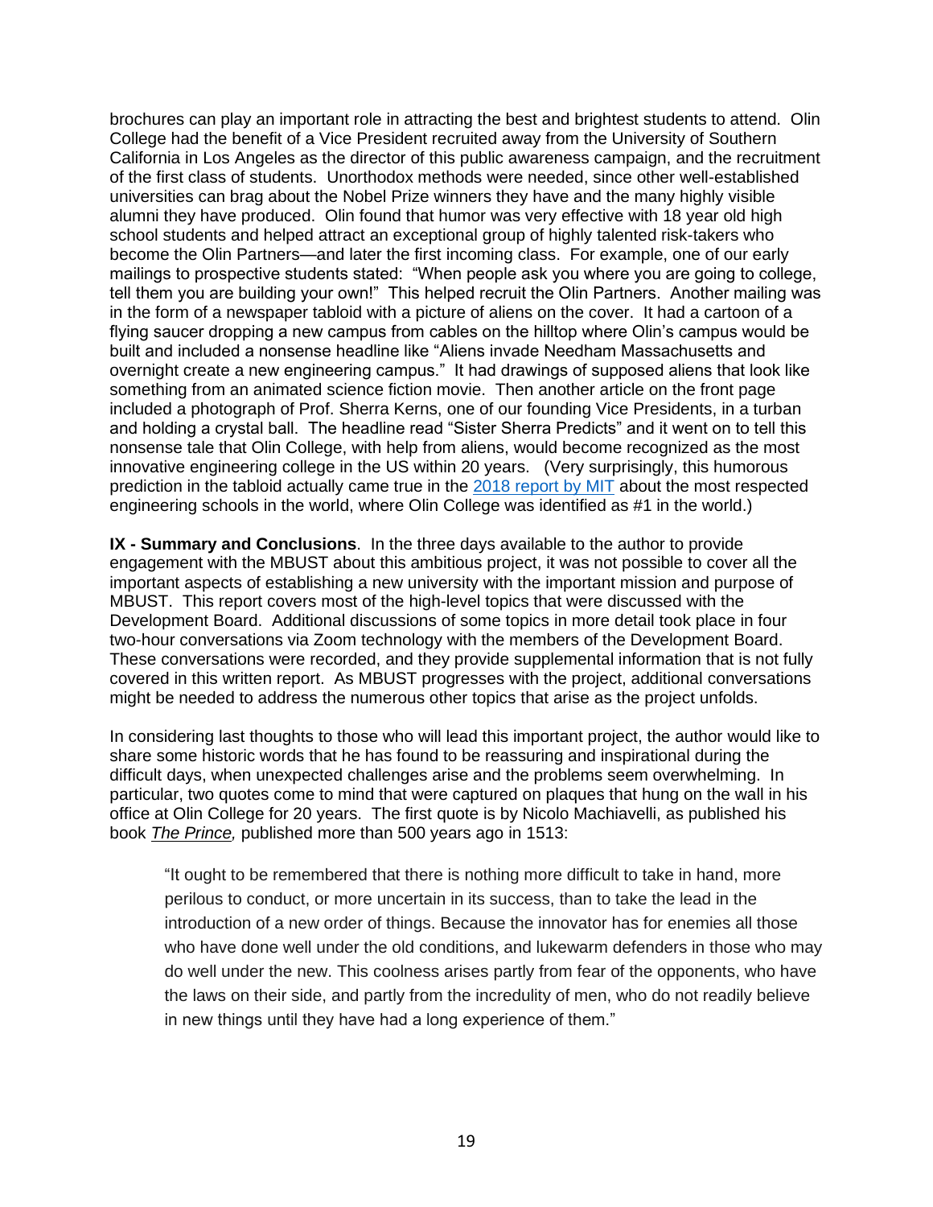brochures can play an important role in attracting the best and brightest students to attend. Olin College had the benefit of a Vice President recruited away from the University of Southern California in Los Angeles as the director of this public awareness campaign, and the recruitment of the first class of students. Unorthodox methods were needed, since other well-established universities can brag about the Nobel Prize winners they have and the many highly visible alumni they have produced. Olin found that humor was very effective with 18 year old high school students and helped attract an exceptional group of highly talented risk-takers who become the Olin Partners—and later the first incoming class. For example, one of our early mailings to prospective students stated: "When people ask you where you are going to college, tell them you are building your own!" This helped recruit the Olin Partners. Another mailing was in the form of a newspaper tabloid with a picture of aliens on the cover. It had a cartoon of a flying saucer dropping a new campus from cables on the hilltop where Olin's campus would be built and included a nonsense headline like "Aliens invade Needham Massachusetts and overnight create a new engineering campus." It had drawings of supposed aliens that look like something from an animated science fiction movie. Then another article on the front page included a photograph of Prof. Sherra Kerns, one of our founding Vice Presidents, in a turban and holding a crystal ball. The headline read "Sister Sherra Predicts" and it went on to tell this nonsense tale that Olin College, with help from aliens, would become recognized as the most innovative engineering college in the US within 20 years. (Very surprisingly, this humorous prediction in the tabloid actually came true in the [2018 report by MIT] about the most respected engineering schools in the world, where Olin College was identified as #1 in the world.)

**IX - Summary and Conclusions**. In the three days available to the author to provide engagement with the MBUST about this ambitious project, it was not possible to cover all the important aspects of establishing a new university with the important mission and purpose of MBUST. This report covers most of the high-level topics that were discussed with the Development Board. Additional discussions of some topics in more detail took place in four two-hour conversations via Zoom technology with the members of the Development Board. These conversations were recorded, and they provide supplemental information that is not fully covered in this written report. As MBUST progresses with the project, additional conversations might be needed to address the numerous other topics that arise as the project unfolds.

In considering last thoughts to those who will lead this important project, the author would like to share some historic words that he has found to be reassuring and inspirational during the difficult days, when unexpected challenges arise and the problems seem overwhelming. In particular, two quotes come to mind that were captured on plaques that hung on the wall in his office at Olin College for 20 years. The first quote is by Nicolo Machiavelli, as published his book ***The Prince,*** published more than 500 years ago in 1513:

> "It ought to be remembered that there is nothing more difficult to take in hand, more perilous to conduct, or more uncertain in its success, than to take the lead in the introduction of a new order of things. Because the innovator has for enemies all those who have done well under the old conditions, and lukewarm defenders in those who may do well under the new. This coolness arises partly from fear of the opponents, who have the laws on their side, and partly from the incredulity of men, who do not readily believe in new things until they have had a long experience of them."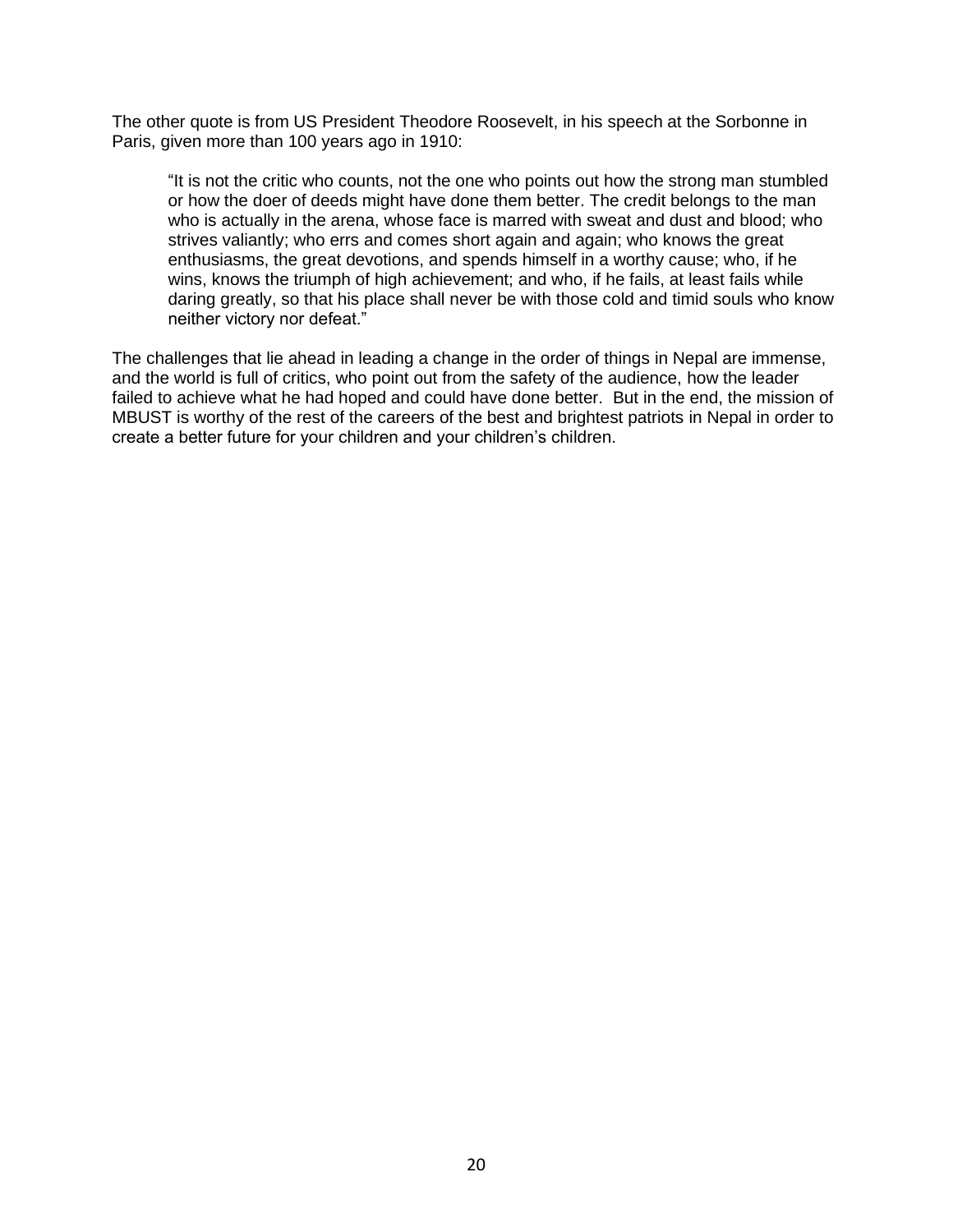The other quote is from US President Theodore Roosevelt, in his speech at the Sorbonne in Paris, given more than 100 years ago in 1910:

> "It is not the critic who counts, not the one who points out how the strong man stumbled or how the doer of deeds might have done them better. The credit belongs to the man who is actually in the arena, whose face is marred with sweat and dust and blood; who strives valiantly; who errs and comes short again and again; who knows the great enthusiasms, the great devotions, and spends himself in a worthy cause; who, if he wins, knows the triumph of high achievement; and who, if he fails, at least fails while daring greatly, so that his place shall never be with those cold and timid souls who know neither victory nor defeat."

The challenges that lie ahead in leading a change in the order of things in Nepal are immense, and the world is full of critics, who point out from the safety of the audience, how the leader failed to achieve what he had hoped and could have done better. But in the end, the mission of MBUST is worthy of the rest of the careers of the best and brightest patriots in Nepal in order to create a better future for your children and your children's children.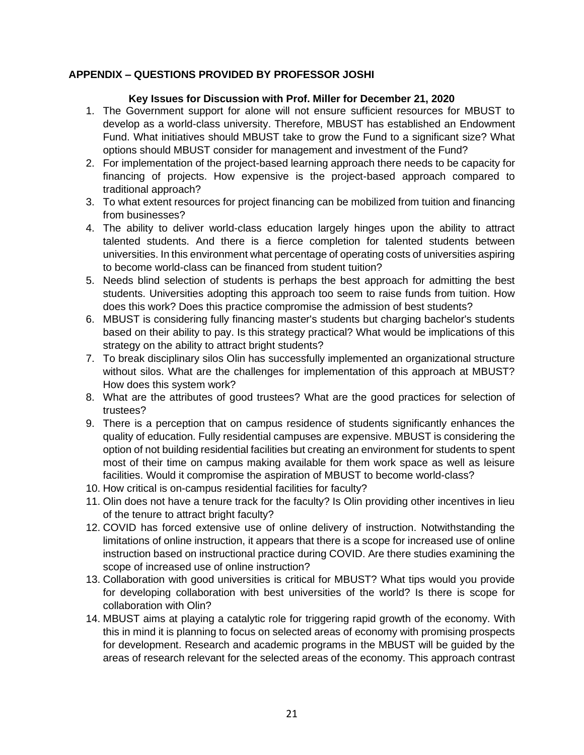## APPENDIX – QUESTIONS PROVIDED BY PROFESSOR JOSHI

### Key Issues for Discussion with Prof. Miller for December 21, 2020

1. The Government support for alone will not ensure sufficient resources for MBUST to develop as a world-class university. Therefore, MBUST has established an Endowment Fund. What initiatives should MBUST take to grow the Fund to a significant size? What options should MBUST consider for management and investment of the Fund?
2. For implementation of the project-based learning approach there needs to be capacity for financing of projects. How expensive is the project-based approach compared to traditional approach?
3. To what extent resources for project financing can be mobilized from tuition and financing from businesses?
4. The ability to deliver world-class education largely hinges upon the ability to attract talented students. And there is a fierce completion for talented students between universities. In this environment what percentage of operating costs of universities aspiring to become world-class can be financed from student tuition?
5. Needs blind selection of students is perhaps the best approach for admitting the best students. Universities adopting this approach too seem to raise funds from tuition. How does this work? Does this practice compromise the admission of best students?
6. MBUST is considering fully financing master's students but charging bachelor's students based on their ability to pay. Is this strategy practical? What would be implications of this strategy on the ability to attract bright students?
7. To break disciplinary silos Olin has successfully implemented an organizational structure without silos. What are the challenges for implementation of this approach at MBUST? How does this system work?
8. What are the attributes of good trustees? What are the good practices for selection of trustees?
9. There is a perception that on campus residence of students significantly enhances the quality of education. Fully residential campuses are expensive. MBUST is considering the option of not building residential facilities but creating an environment for students to spent most of their time on campus making available for them work space as well as leisure facilities. Would it compromise the aspiration of MBUST to become world-class?
10. How critical is on-campus residential facilities for faculty?
11. Olin does not have a tenure track for the faculty? Is Olin providing other incentives in lieu of the tenure to attract bright faculty?
12. COVID has forced extensive use of online delivery of instruction. Notwithstanding the limitations of online instruction, it appears that there is a scope for increased use of online instruction based on instructional practice during COVID. Are there studies examining the scope of increased use of online instruction?
13. Collaboration with good universities is critical for MBUST? What tips would you provide for developing collaboration with best universities of the world? Is there is scope for collaboration with Olin?
14. MBUST aims at playing a catalytic role for triggering rapid growth of the economy. With this in mind it is planning to focus on selected areas of economy with promising prospects for development. Research and academic programs in the MBUST will be guided by the areas of research relevant for the selected areas of the economy. This approach contrast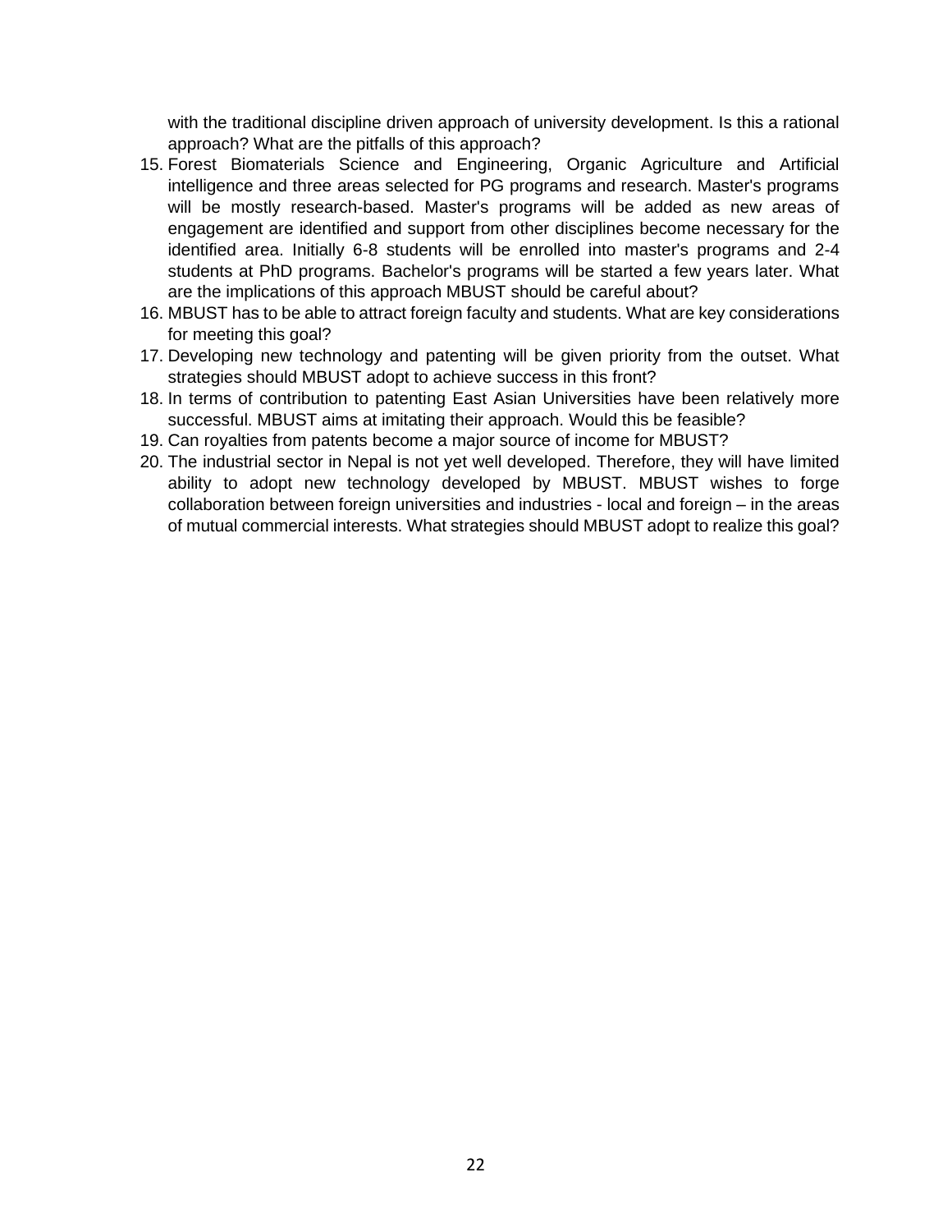with the traditional discipline driven approach of university development. Is this a rational approach? What are the pitfalls of this approach?

15. Forest Biomaterials Science and Engineering, Organic Agriculture and Artificial intelligence and three areas selected for PG programs and research. Master's programs will be mostly research-based. Master's programs will be added as new areas of engagement are identified and support from other disciplines become necessary for the identified area. Initially 6-8 students will be enrolled into master's programs and 2-4 students at PhD programs. Bachelor's programs will be started a few years later. What are the implications of this approach MBUST should be careful about?
16. MBUST has to be able to attract foreign faculty and students. What are key considerations for meeting this goal?
17. Developing new technology and patenting will be given priority from the outset. What strategies should MBUST adopt to achieve success in this front?
18. In terms of contribution to patenting East Asian Universities have been relatively more successful. MBUST aims at imitating their approach. Would this be feasible?
19. Can royalties from patents become a major source of income for MBUST?
20. The industrial sector in Nepal is not yet well developed. Therefore, they will have limited ability to adopt new technology developed by MBUST. MBUST wishes to forge collaboration between foreign universities and industries - local and foreign – in the areas of mutual commercial interests. What strategies should MBUST adopt to realize this goal?